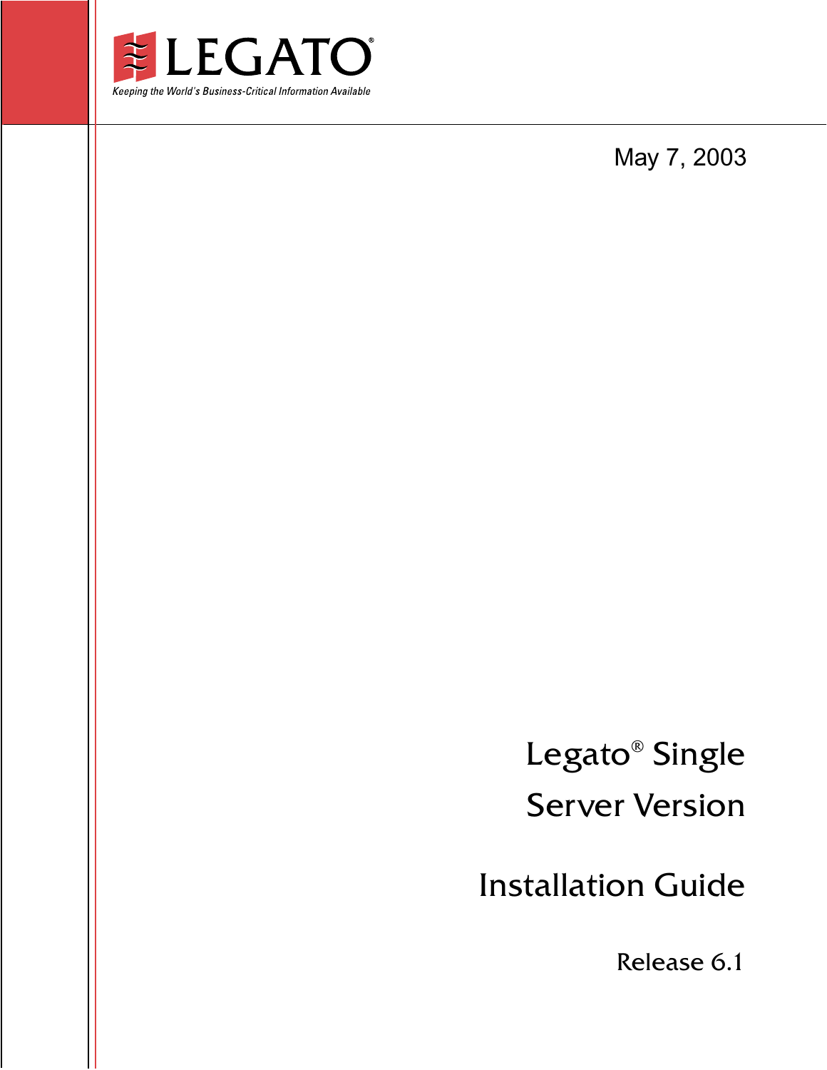LEGATO®

*Keeping the World's Business-Critical Information Available*

May 7, 2003

# Legato® Single Server Version

# Installation Guide

Release 6.1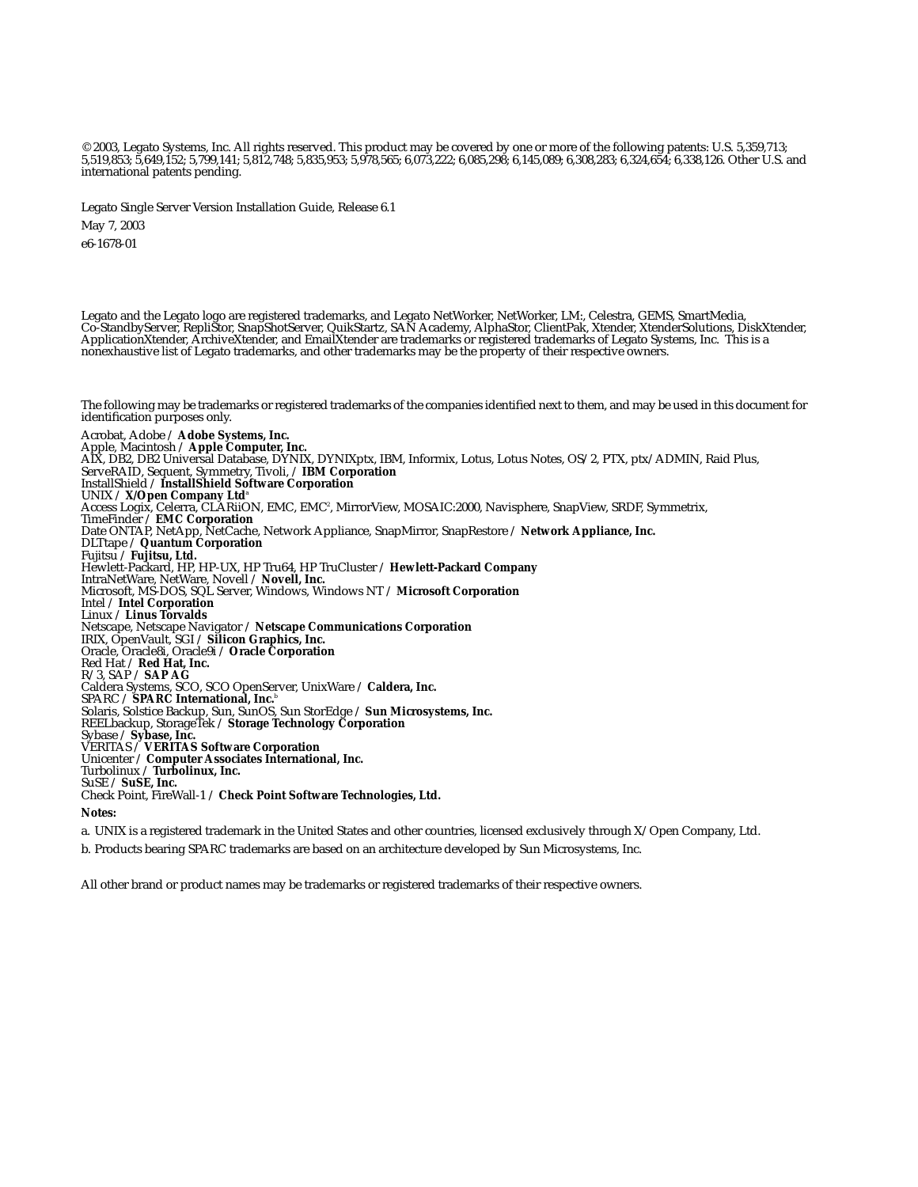© 2003, Legato Systems, Inc. All rights reserved. This product may be covered by one or more of the following patents: U.S. 5,359,713; 5,519,853; 5,649,152; 5,799,141; 5,812,748; 5,835,953; 5,978,565; 6,073,222; 6,085,298; 6,145,089; 6,308,283; 6,324,654; 6,338,126. Other U.S. and international patents pending.

Legato Single Server Version Installation Guide, Release 6.1

May 7, 2003

e6-1678-01

Legato and the Legato logo are registered trademarks, and Legato NetWorker, NetWorker, LM:, Celestra, GEMS, SmartMedia, Co-StandbyServer, RepliStor, SnapShotServer, QuikStartz, SAN Academy, AlphaStor, ClientPak, Xtender, XtenderSolutions, DiskXtender, ApplicationXtender, ArchiveXtender, and EmailXtender are trademarks or registered trademarks of Legato Systems, Inc. This is a nonexhaustive list of Legato trademarks, and other trademarks may be the property of their respective owners.

The following may be trademarks or registered trademarks of the companies identified next to them, and may be used in this document for identification purposes only.

Acrobat, Adobe / **Adobe Systems, Inc.**
Apple, Macintosh / **Apple Computer, Inc.**
AIX, DB2, DB2 Universal Database, DYNIX, DYNIXptx, IBM, Informix, Lotus, Lotus Notes, OS/2, PTX, ptx/ADMIN, Raid Plus, ServeRAID, Sequent, Symmetry, Tivoli, / **IBM Corporation**
InstallShield / **InstallShield Software Corporation**
UNIX / **X/Open Company Ltd**[a]
Access Logix, Celerra, CLARiiON, EMC, EMC$^2$, MirrorView, MOSAIC:2000, Navisphere, SnapView, SRDF, Symmetrix, TimeFinder / **EMC Corporation**
Date ONTAP, NetApp, NetCache, Network Appliance, SnapMirror, SnapRestore / **Network Appliance, Inc.**
DLTtape / **Quantum Corporation**
Fujitsu / **Fujitsu, Ltd.**
Hewlett-Packard, HP, HP-UX, HP Tru64, HP TruCluster / **Hewlett-Packard Company**
IntraNetWare, NetWare, Novell / **Novell, Inc.**
Microsoft, MS-DOS, SQL Server, Windows, Windows NT / **Microsoft Corporation**
Intel / **Intel Corporation**
Linux / **Linus Torvalds**
Netscape, Netscape Navigator / **Netscape Communications Corporation**
IRIX, OpenVault, SGI / **Silicon Graphics, Inc.**
Oracle, Oracle8i, Oracle9i / **Oracle Corporation**
Red Hat / **Red Hat, Inc.**
R/3, SAP / **SAP AG**
Caldera Systems, SCO, SCO OpenServer, UnixWare / **Caldera, Inc.**
SPARC / **SPARC International, Inc.**[b]
Solaris, Solstice Backup, Sun, SunOS, Sun StorEdge / **Sun Microsystems, Inc.**
REELbackup, StorageTek / **Storage Technology Corporation**
Sybase / **Sybase, Inc.**
VERITAS / **VERITAS Software Corporation**
Unicenter / **Computer Associates International, Inc.**
Turbolinux / **Turbolinux, Inc.**
SuSE / **SuSE, Inc.**
Check Point, FireWall-1 / **Check Point Software Technologies, Ltd.**

**Notes:**

a. UNIX is a registered trademark in the United States and other countries, licensed exclusively through X/Open Company, Ltd.

b. Products bearing SPARC trademarks are based on an architecture developed by Sun Microsystems, Inc.

All other brand or product names may be trademarks or registered trademarks of their respective owners.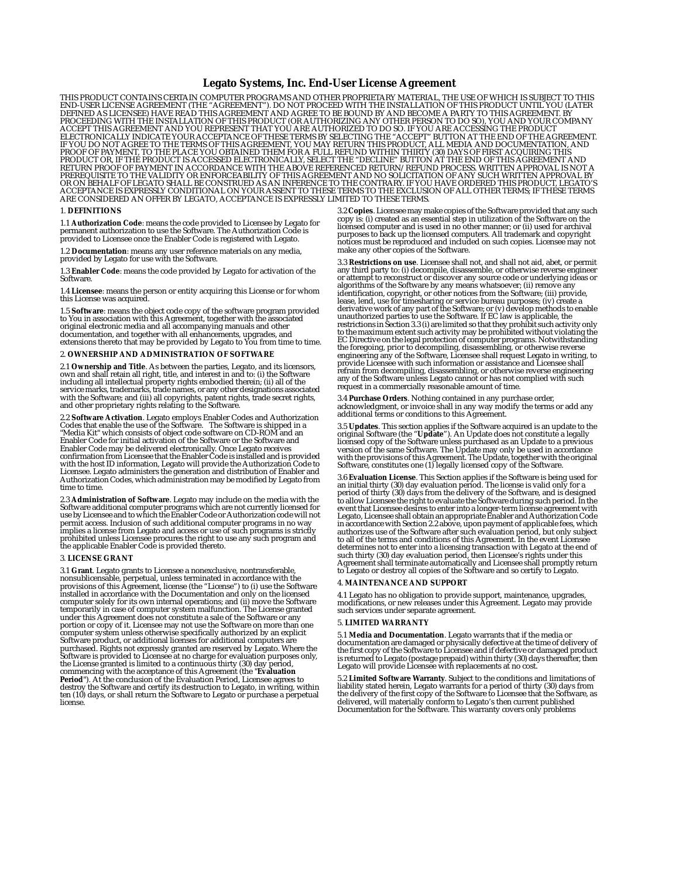# Legato Systems, Inc. End-User License Agreement

THIS PRODUCT CONTAINS CERTAIN COMPUTER PROGRAMS AND OTHER PROPRIETARY MATERIAL, THE USE OF WHICH IS SUBJECT TO THIS END-USER LICENSE AGREEMENT (THE "AGREEMENT"). DO NOT PROCEED WITH THE INSTALLATION OF THIS PRODUCT UNTIL YOU (LATER DEFINED AS LICENSEE) HAVE READ THIS AGREEMENT AND AGREE TO BE BOUND BY AND BECOME A PARTY TO THIS AGREEMENT. BY PROCEEDING WITH THE INSTALLATION OF THIS PRODUCT (OR AUTHORIZING ANY OTHER PERSON TO DO SO), YOU AND YOUR COMPANY ACCEPT THIS AGREEMENT AND YOU REPRESENT THAT YOU ARE AUTHORIZED TO DO SO. IF YOU ARE ACCESSING THE PRODUCT ELECTRONICALLY INDICATE YOUR ACCEPTANCE OF THESE TERMS BY SELECTING THE "ACCEPT" BUTTON AT THE END OF THE AGREEMENT. IF YOU DO NOT AGREE TO THE TERMS OF THIS AGREEMENT, YOU MAY RETURN THIS PRODUCT, ALL MEDIA AND DOCUMENTATION, AND PROOF OF PAYMENT, TO THE PLACE YOU OBTAINED THEM FOR A FULL REFUND WITHIN THIRTY (30) DAYS OF FIRST ACQUIRING THIS PRODUCT OR, IF THE PRODUCT IS ACCESSED ELECTRONICALLY, SELECT THE "DECLINE" BUTTON AT THE END OF THIS AGREEMENT AND RETURN PROOF OF PAYMENT IN ACCORDANCE WITH THE ABOVE REFERENCED RETURN/ REFUND PROCESS. WRITTEN APPROVAL IS NOT A PREREQUISITE TO THE VALIDITY OR ENFORCEABILITY OF THIS AGREEMENT AND NO SOLICITATION OF ANY SUCH WRITTEN APPROVAL BY OR ON BEHALF OF LEGATO SHALL BE CONSTRUED AS AN INFERENCE TO THE CONTRARY. IF YOU HAVE ORDERED THIS PRODUCT, LEGATO'S ACCEPTANCE IS EXPRESSLY CONDITIONAL ON YOUR ASSENT TO THESE TERMS TO THE EXCLUSION OF ALL OTHER TERMS; IF THESE TERMS ARE CONSIDERED AN OFFER BY LEGATO, ACCEPTANCE IS EXPRESSLY LIMITED TO THESE TERMS.

## 1. DEFINITIONS

1.1 **Authorization Code**: means the code provided to Licensee by Legato for permanent authorization to use the Software. The Authorization Code is provided to Licensee once the Enabler Code is registered with Legato.

1.2 **Documentation**: means any user reference materials on any media, provided by Legato for use with the Software.

1.3 **Enabler Code**: means the code provided by Legato for activation of the Software.

1.4 **Licensee**: means the person or entity acquiring this License or for whom this License was acquired.

1.5 **Software**: means the object code copy of the software program provided to You in association with this Agreement, together with the associated original electronic media and all accompanying manuals and other documentation, and together with all enhancements, upgrades, and extensions thereto that may be provided by Legato to You from time to time.

## 2. OWNERSHIP AND ADMINISTRATION OF SOFTWARE

2.1 **Ownership and Title**. As between the parties, Legato, and its licensors, own and shall retain all right, title, and interest in and to: (i) the Software including all intellectual property rights embodied therein; (ii) all of the service marks, trademarks, trade names, or any other designations associated with the Software; and (iii) all copyrights, patent rights, trade secret rights, and other proprietary rights relating to the Software.

2.2 **Software Activation**. Legato employs Enabler Codes and Authorization Codes that enable the use of the Software. The Software is shipped in a "Media Kit" which consists of object code software on CD-ROM and an Enabler Code for initial activation of the Software or the Software and Enabler Code may be delivered electronically. Once Legato receives confirmation from Licensee that the Enabler Code is installed and is provided with the host ID information, Legato will provide the Authorization Code to Licensee. Legato administers the generation and distribution of Enabler and Authorization Codes, which administration may be modified by Legato from time to time.

2.3 **Administration of Software**. Legato may include on the media with the Software additional computer programs which are not currently licensed for use by Licensee and to which the Enabler Code or Authorization code will not permit access. Inclusion of such additional computer programs in no way implies a license from Legato and access or use of such programs is strictly prohibited unless Licensee procures the right to use any such program and the applicable Enabler Code is provided thereto.

## 3. LICENSE GRANT

3.1 **Grant**. Legato grants to Licensee a nonexclusive, nontransferable, nonsublicensable, perpetual, unless terminated in accordance with the provisions of this Agreement, license (the "License") to (i) use the Software installed in accordance with the Documentation and only on the licensed computer solely for its own internal operations; and (ii) move the Software temporarily in case of computer system malfunction. The License granted under this Agreement does not constitute a sale of the Software or any portion or copy of it. Licensee may not use the Software on more than one computer system unless otherwise specifically authorized by an explicit Software product, or additional licenses for additional computers are purchased. Rights not expressly granted are reserved by Legato. Where the Software is provided to Licensee at no charge for evaluation purposes only, the License granted is limited to a continuous thirty (30) day period, commencing with the acceptance of this Agreement (the "**Evaluation Period**"). At the conclusion of the Evaluation Period, Licensee agrees to destroy the Software and certify its destruction to Legato, in writing, within ten (10) days, or shall return the Software to Legato or purchase a perpetual license.

3.2 **Copies**. Licensee may make copies of the Software provided that any such copy is: (i) created as an essential step in utilization of the Software on the licensed computer and is used in no other manner; or (ii) used for archival purposes to back up the licensed computers. All trademark and copyright notices must be reproduced and included on such copies. Licensee may not make any other copies of the Software.

3.3 **Restrictions on use**. Licensee shall not, and shall not aid, abet, or permit any third party to: (i) decompile, disassemble, or otherwise reverse engineer or attempt to reconstruct or discover any source code or underlying ideas or algorithms of the Software by any means whatsoever; (ii) remove any identification, copyright, or other notices from the Software; (iii) provide, lease, lend, use for timesharing or service bureau purposes; (iv) create a derivative work of any part of the Software; or (v) develop methods to enable unauthorized parties to use the Software. If EC law is applicable, the restrictions in Section 3.3 (i) are limited so that they prohibit such activity only to the maximum extent such activity may be prohibited without violating the EC Directive on the legal protection of computer programs. Notwithstanding the foregoing, prior to decompiling, disassembling, or otherwise reverse engineering any of the Software, Licensee shall request Legato in writing, to provide Licensee with such information or assistance and Licensee shall refrain from decompiling, disassembling, or otherwise reverse engineering any of the Software unless Legato cannot or has not complied with such request in a commercially reasonable amount of time.

3.4 **Purchase Orders**. Nothing contained in any purchase order, acknowledgment, or invoice shall in any way modify the terms or add any additional terms or conditions to this Agreement.

3.5 **Updates**. This section applies if the Software acquired is an update to the original Software (the "**Update**"). An Update does not constitute a legally licensed copy of the Software unless purchased as an Update to a previous version of the same Software. The Update may only be used in accordance with the provisions of this Agreement. The Update, together with the original Software, constitutes one (1) legally licensed copy of the Software.

3.6 **Evaluation License**. This Section applies if the Software is being used for an initial thirty (30) day evaluation period. The license is valid only for a period of thirty (30) days from the delivery of the Software, and is designed to allow Licensee the right to evaluate the Software during such period. In the event that Licensee desires to enter into a longer-term license agreement with Legato, Licensee shall obtain an appropriate Enabler and Authorization Code in accordance with Section 2.2 above, upon payment of applicable fees, which authorizes use of the Software after such evaluation period, but only subject to all of the terms and conditions of this Agreement. In the event Licensee determines not to enter into a licensing transaction with Legato at the end of such thirty (30) day evaluation period, then Licensee's rights under this Agreement shall terminate automatically and Licensee shall promptly return to Legato or destroy all copies of the Software and so certify to Legato.

## 4. MAINTENANCE AND SUPPORT

4.1 Legato has no obligation to provide support, maintenance, upgrades, modifications, or new releases under this Agreement. Legato may provide such services under separate agreement.

## 5. LIMITED WARRANTY

5.1 **Media and Documentation**. Legato warrants that if the media or documentation are damaged or physically defective at the time of delivery of the first copy of the Software to Licensee and if defective or damaged product is returned to Legato (postage prepaid) within thirty (30) days thereafter, then Legato will provide Licensee with replacements at no cost.

5.2 **Limited Software Warranty**. Subject to the conditions and limitations of liability stated herein, Legato warrants for a period of thirty (30) days from the delivery of the first copy of the Software to Licensee that the Software, as delivered, will materially conform to Legato's then current published Documentation for the Software. This warranty covers only problems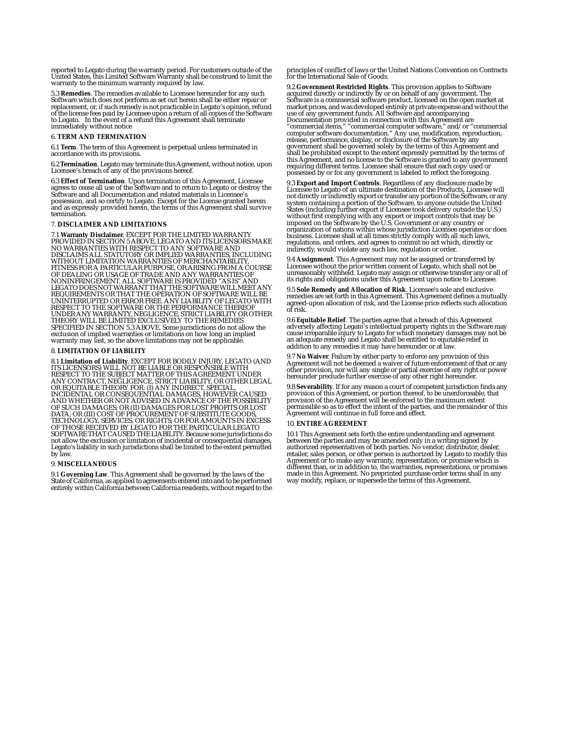reported to Legato during the warranty period. For customers outside of the United States, this Limited Software Warranty shall be construed to limit the warranty to the minimum warranty required by law.

5.3 **Remedies**. The remedies available to Licensee hereunder for any such Software which does not perform as set out herein shall be either repair or replacement, or, if such remedy is not practicable in Legato's opinion, refund of the license fees paid by Licensee upon a return of all copies of the Software to Legato. In the event of a refund this Agreement shall terminate immediately without notice

6. **TERM AND TERMINATION**

6.1 **Term**. The term of this Agreement is perpetual unless terminated in accordance with its provisions.

6.2 **Termination**. Legato may terminate this Agreement, without notice, upon Licensee's breach of any of the provisions hereof.

6.3 **Effect of Termination**. Upon termination of this Agreement, Licensee agrees to cease all use of the Software and to return to Legato or destroy the Software and all Documentation and related materials in Licensee's possession, and so certify to Legato. Except for the License granted herein and as expressly provided herein, the terms of this Agreement shall survive termination.

7. **DISCLAIMER AND LIMITATIONS**

7.1 **Warranty Disclaimer**. EXCEPT FOR THE LIMITED WARRANTY PROVIDED IN SECTION 5 ABOVE, LEGATO AND ITS LICENSORS MAKE NO WARRANTIES WITH RESPECT TO ANY SOFTWARE AND DISCLAIMS ALL STATUTORY OR IMPLIED WARRANTIES, INCLUDING WITHOUT LIMITATION WARRANTIES OF MERCHANTABILITY, FITNESS FOR A PARTICULAR PURPOSE, OR ARISING FROM A COURSE OF DEALING OR USAGE OF TRADE AND ANY WARRANTIES OF NONINFRINGEMENT. ALL SOFTWARE IS PROVIDED "AS IS" AND LEGATO DOES NOT WARRANT THAT THE SOFTWARE WILL MEET ANY REQUIREMENTS OR THAT THE OPERATION OF SOFTWARE WILL BE UNINTERRUPTED OR ERROR FREE. ANY LIABILITY OF LEGATO WITH RESPECT TO THE SOFTWARE OR THE PERFORMANCE THEREOF UNDER ANY WARRANTY, NEGLIGENCE, STRICT LIABILITY OR OTHER THEORY WILL BE LIMITED EXCLUSIVELY TO THE REMEDIES SPECIFIED IN SECTION 5.3 ABOVE. Some jurisdictions do not allow the exclusion of implied warranties or limitations on how long an implied warranty may last, so the above limitations may not be applicable.

8. **LIMITATION OF LIABILITY**

8.1 **Limitation of Liability**. EXCEPT FOR BODILY INJURY, LEGATO (AND ITS LICENSORS) WILL NOT BE LIABLE OR RESPONSIBLE WITH RESPECT TO THE SUBJECT MATTER OF THIS AGREEMENT UNDER ANY CONTRACT, NEGLIGENCE, STRICT LIABILITY, OR OTHER LEGAL OR EQUITABLE THEORY FOR: (I) ANY INDIRECT, SPECIAL, INCIDENTAL OR CONSEQUENTIAL DAMAGES, HOWEVER CAUSED AND WHETHER OR NOT ADVISED IN ADVANCE OF THE POSSIBILITY OF SUCH DAMAGES; OR (II) DAMAGES FOR LOST PROFITS OR LOST DATA; OR (III) COST OF PROCUREMENT OF SUBSTITUTE GOODS, TECHNOLOGY, SERVICES, OR RIGHTS; OR FOR AMOUNTS IN EXCESS OF THOSE RECEIVED BY LEGATO FOR THE PARTICULAR LEGATO SOFTWARE THAT CAUSED THE LIABILITY. Because some jurisdictions do not allow the exclusion or limitation of incidental or consequential damages, Legato's liability in such jurisdictions shall be limited to the extent permitted by law.

9. **MISCELLANEOUS**

9.1 **Governing Law**. This Agreement shall be governed by the laws of the State of California, as applied to agreements entered into and to be performed entirely within California between California residents, without regard to the principles of conflict of laws or the United Nations Convention on Contracts for the International Sale of Goods.

9.2 **Government Restricted Rights**. This provision applies to Software acquired directly or indirectly by or on behalf of any government. The Software is a commercial software product, licensed on the open market at market prices, and was developed entirely at private expense and without the use of any government funds. All Software and accompanying Documentation provided in connection with this Agreement are "commercial items," "commercial computer software," and/or "commercial computer software documentation." Any use, modification, reproduction, release, performance, display, or disclosure of the Software by any government shall be governed solely by the terms of this Agreement and shall be prohibited except to the extent expressly permitted by the terms of this Agreement, and no license to the Software is granted to any government requiring different terms. Licensee shall ensure that each copy used or possessed by or for any government is labeled to reflect the foregoing.

9.3 **Export and Import Controls**. Regardless of any disclosure made by Licensee to Legato of an ultimate destination of the Products, Licensee will not directly or indirectly export or transfer any portion of the Software, or any system containing a portion of the Software, to anyone outside the United States (including further export if Licensee took delivery outside the U.S.) without first complying with any export or import controls that may be imposed on the Software by the U.S. Government or any country or organization of nations within whose jurisdiction Licensee operates or does business. Licensee shall at all times strictly comply with all such laws, regulations, and orders, and agrees to commit no act which, directly or indirectly, would violate any such law, regulation or order.

9.4 **Assignment**. This Agreement may not be assigned or transferred by Licensee without the prior written consent of Legato, which shall not be unreasonably withheld. Legato may assign or otherwise transfer any or all of its rights and obligations under this Agreement upon notice to Licensee.

9.5 **Sole Remedy and Allocation of Risk**. Licensee's sole and exclusive remedies are set forth in this Agreement. This Agreement defines a mutually agreed-upon allocation of risk, and the License price reflects such allocation of risk.

9.6 **Equitable Relief**. The parties agree that a breach of this Agreement adversely affecting Legato's intellectual property rights in the Software may cause irreparable injury to Legato for which monetary damages may not be an adequate remedy and Legato shall be entitled to equitable relief in addition to any remedies it may have hereunder or at law.

9.7 **No Waiver**. Failure by either party to enforce any provision of this Agreement will not be deemed a waiver of future enforcement of that or any other provision, nor will any single or partial exercise of any right or power hereunder preclude further exercise of any other right hereunder.

9.8 **Severability**. If for any reason a court of competent jurisdiction finds any provision of this Agreement, or portion thereof, to be unenforceable, that provision of the Agreement will be enforced to the maximum extent permissible so as to effect the intent of the parties, and the remainder of this Agreement will continue in full force and effect.

10. **ENTIRE AGREEMENT**

10.1 This Agreement sets forth the entire understanding and agreement between the parties and may be amended only in a writing signed by authorized representatives of both parties. No vendor, distributor, dealer, retailer, sales person, or other person is authorized by Legato to modify this Agreement or to make any warranty, representation, or promise which is different than, or in addition to, the warranties, representations, or promises made in this Agreement. No preprinted purchase order terms shall in any way modify, replace, or supersede the terms of this Agreement.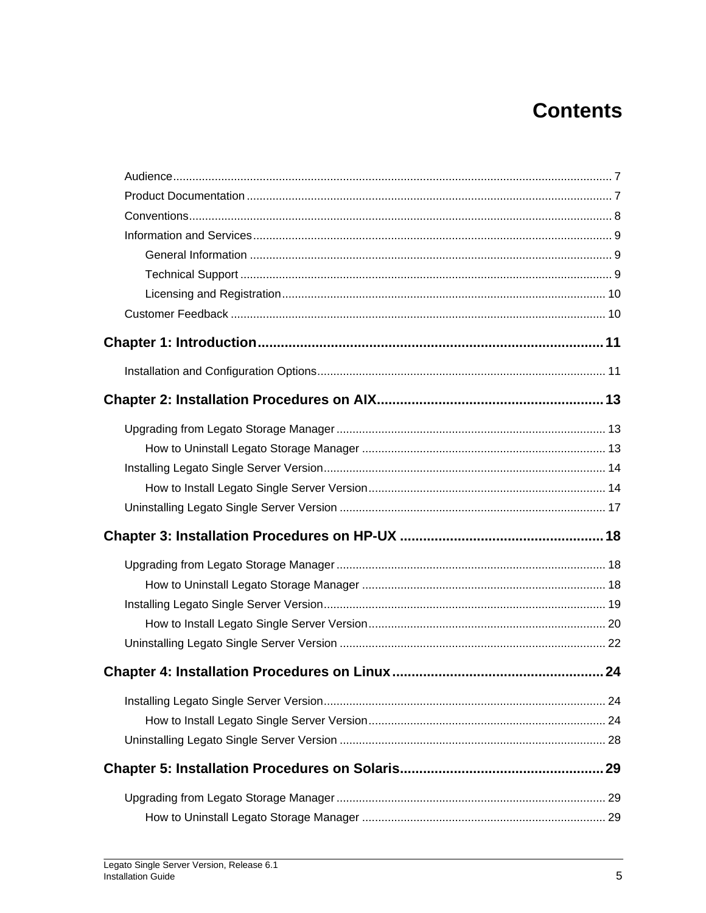# Contents

- Audience ..... 7
- Product Documentation ..... 7
- Conventions ..... 8
- Information and Services ..... 9
  - General Information ..... 9
  - Technical Support ..... 9
  - Licensing and Registration ..... 10
- Customer Feedback ..... 10

**Chapter 1: Introduction ..... 11**

- Installation and Configuration Options ..... 11

**Chapter 2: Installation Procedures on AIX ..... 13**

- Upgrading from Legato Storage Manager ..... 13
  - How to Uninstall Legato Storage Manager ..... 13
- Installing Legato Single Server Version ..... 14
  - How to Install Legato Single Server Version ..... 14
- Uninstalling Legato Single Server Version ..... 17

**Chapter 3: Installation Procedures on HP-UX ..... 18**

- Upgrading from Legato Storage Manager ..... 18
  - How to Uninstall Legato Storage Manager ..... 18
- Installing Legato Single Server Version ..... 19
  - How to Install Legato Single Server Version ..... 20
- Uninstalling Legato Single Server Version ..... 22

**Chapter 4: Installation Procedures on Linux ..... 24**

- Installing Legato Single Server Version ..... 24
  - How to Install Legato Single Server Version ..... 24
- Uninstalling Legato Single Server Version ..... 28

**Chapter 5: Installation Procedures on Solaris ..... 29**

- Upgrading from Legato Storage Manager ..... 29
  - How to Uninstall Legato Storage Manager ..... 29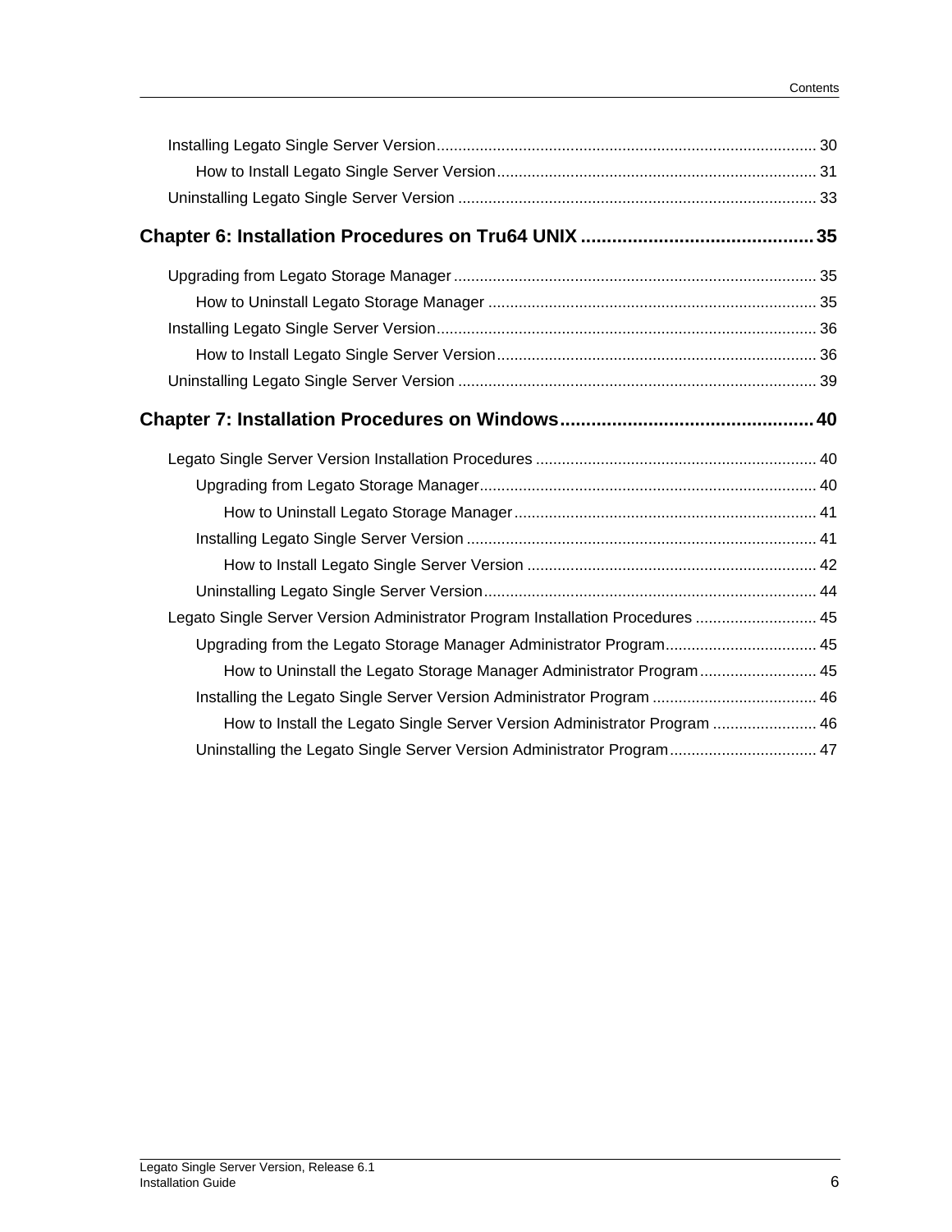Installing Legato Single Server Version........................................................................................ 30

How to Install Legato Single Server Version.......................................................................... 31

Uninstalling Legato Single Server Version .................................................................................. 33

## Chapter 6: Installation Procedures on Tru64 UNIX ............................................. 35

Upgrading from Legato Storage Manager................................................................................... 35

How to Uninstall Legato Storage Manager ............................................................................ 35

Installing Legato Single Server Version........................................................................................ 36

How to Install Legato Single Server Version.......................................................................... 36

Uninstalling Legato Single Server Version .................................................................................. 39

## Chapter 7: Installation Procedures on Windows................................................. 40

Legato Single Server Version Installation Procedures ................................................................ 40

Upgrading from Legato Storage Manager............................................................................. 40

How to Uninstall Legato Storage Manager...................................................................... 41

Installing Legato Single Server Version ................................................................................ 41

How to Install Legato Single Server Version ................................................................... 42

Uninstalling Legato Single Server Version............................................................................. 44

Legato Single Server Version Administrator Program Installation Procedures ............................ 45

Upgrading from the Legato Storage Manager Administrator Program................................... 45

How to Uninstall the Legato Storage Manager Administrator Program........................... 45

Installing the Legato Single Server Version Administrator Program ...................................... 46

How to Install the Legato Single Server Version Administrator Program ........................ 46

Uninstalling the Legato Single Server Version Administrator Program.................................. 47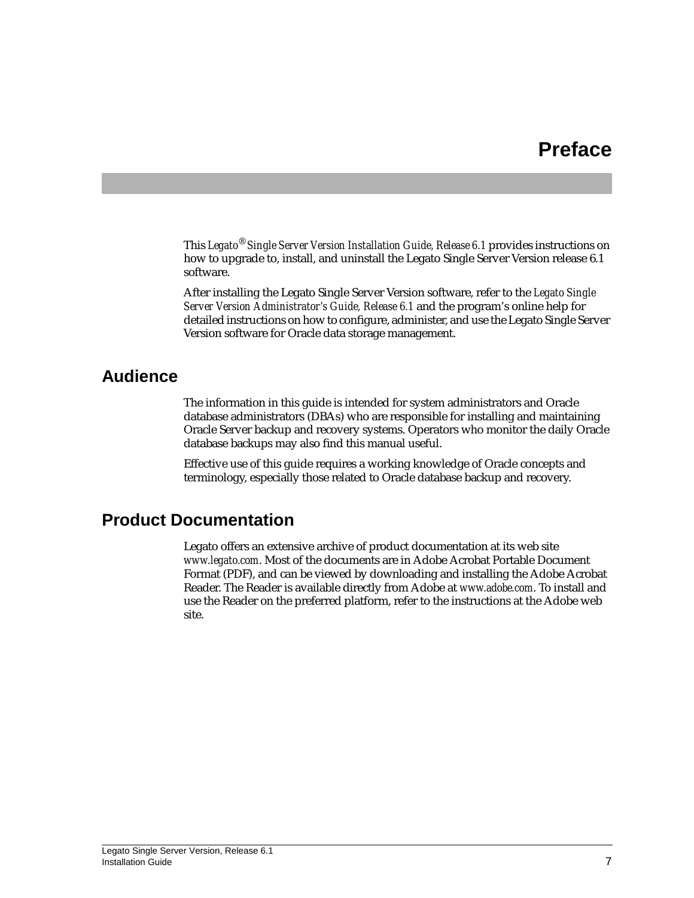# Preface

This *Legato® Single Server Version Installation Guide, Release 6.1* provides instructions on how to upgrade to, install, and uninstall the Legato Single Server Version release 6.1 software.

After installing the Legato Single Server Version software, refer to the *Legato Single Server Version Administrator's Guide, Release 6.1* and the program's online help for detailed instructions on how to configure, administer, and use the Legato Single Server Version software for Oracle data storage management.

## Audience

The information in this guide is intended for system administrators and Oracle database administrators (DBAs) who are responsible for installing and maintaining Oracle Server backup and recovery systems. Operators who monitor the daily Oracle database backups may also find this manual useful.

Effective use of this guide requires a working knowledge of Oracle concepts and terminology, especially those related to Oracle database backup and recovery.

## Product Documentation

Legato offers an extensive archive of product documentation at its web site *www.legato.com*. Most of the documents are in Adobe Acrobat Portable Document Format (PDF), and can be viewed by downloading and installing the Adobe Acrobat Reader. The Reader is available directly from Adobe at *www.adobe.com*. To install and use the Reader on the preferred platform, refer to the instructions at the Adobe web site.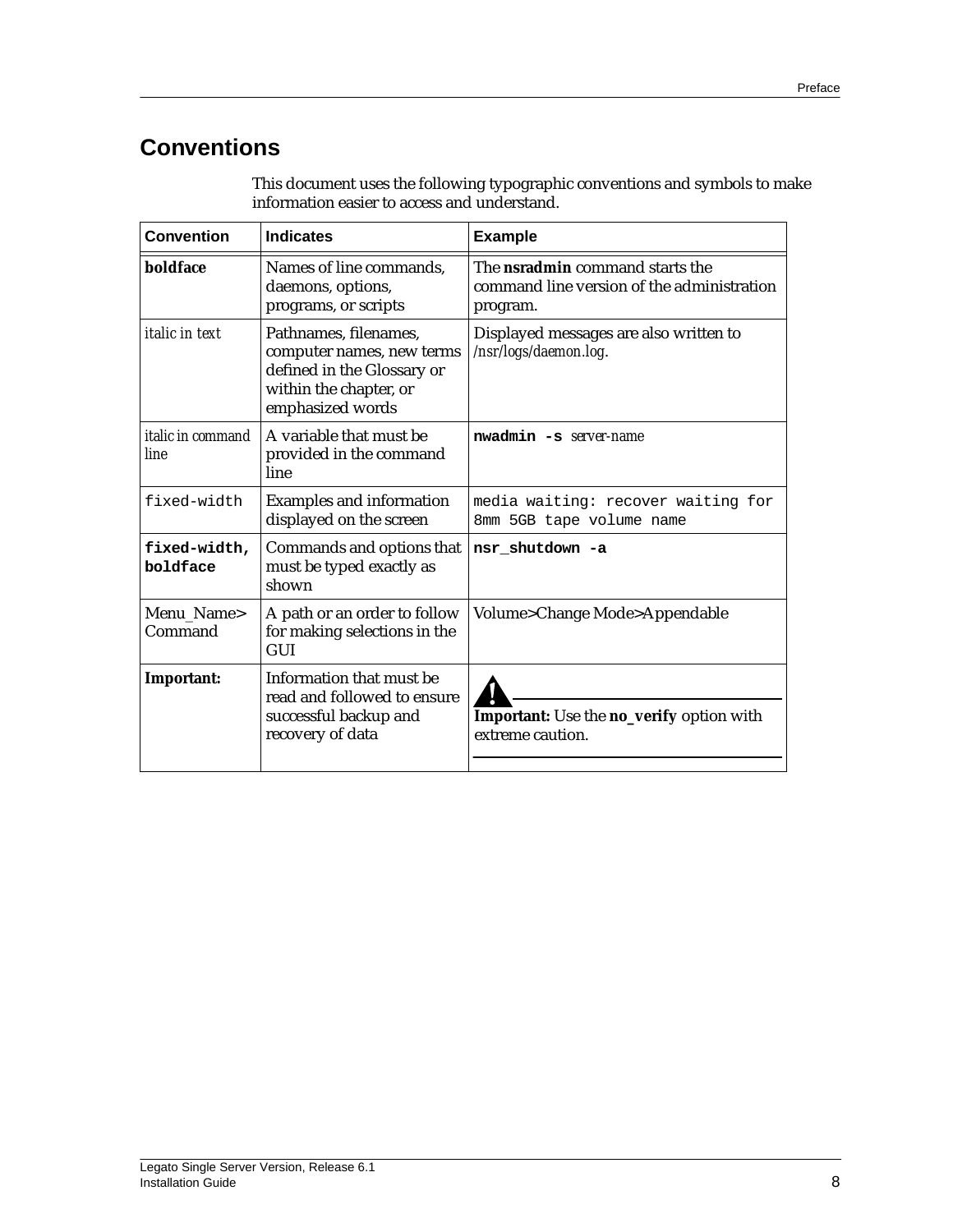## Conventions

This document uses the following typographic conventions and symbols to make information easier to access and understand.

| Convention | Indicates | Example |
| --- | --- | --- |
| **boldface** | Names of line commands, daemons, options, programs, or scripts | The **nsradmin** command starts the command line version of the administration program. |
| *italic in text* | Pathnames, filenames, computer names, new terms defined in the Glossary or within the chapter, or emphasized words | Displayed messages are also written to */nsr/logs/daemon.log*. |
| *italic in command line* | A variable that must be provided in the command line | `nwadmin -s` *server-name* |
| `fixed-width` | Examples and information displayed on the screen | `media waiting: recover waiting for 8mm 5GB tape volume name` |
| **`fixed-width, boldface`** | Commands and options that must be typed exactly as shown | **`nsr_shutdown -a`** |
| Menu_Name> Command | A path or an order to follow for making selections in the GUI | Volume>Change Mode>Appendable |
| **Important:** | Information that must be read and followed to ensure successful backup and recovery of data | **Important:** Use the **no_verify** option with extreme caution. |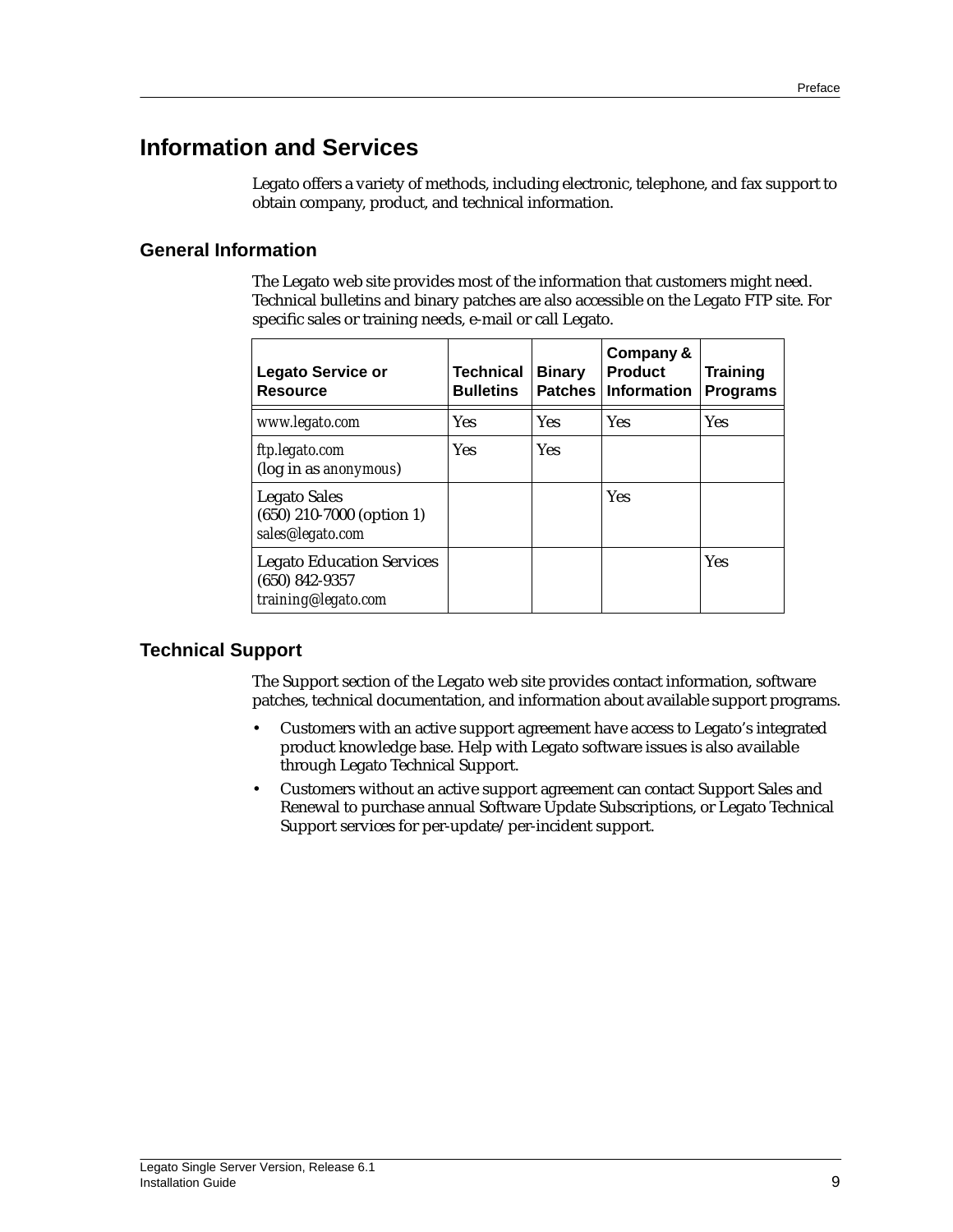## Information and Services

Legato offers a variety of methods, including electronic, telephone, and fax support to obtain company, product, and technical information.

### General Information

The Legato web site provides most of the information that customers might need. Technical bulletins and binary patches are also accessible on the Legato FTP site. For specific sales or training needs, e-mail or call Legato.

| Legato Service or Resource | Technical Bulletins | Binary Patches | Company & Product Information | Training Programs |
|---|---|---|---|---|
| *www.legato.com* | Yes | Yes | Yes | Yes |
| *ftp.legato.com* (log in as *anonymous*) | Yes | Yes | | |
| Legato Sales (650) 210-7000 (option 1) *sales@legato.com* | | | Yes | |
| Legato Education Services (650) 842-9357 *training@legato.com* | | | | Yes |

### Technical Support

The Support section of the Legato web site provides contact information, software patches, technical documentation, and information about available support programs.

- Customers with an active support agreement have access to Legato's integrated product knowledge base. Help with Legato software issues is also available through Legato Technical Support.
- Customers without an active support agreement can contact Support Sales and Renewal to purchase annual Software Update Subscriptions, or Legato Technical Support services for per-update/per-incident support.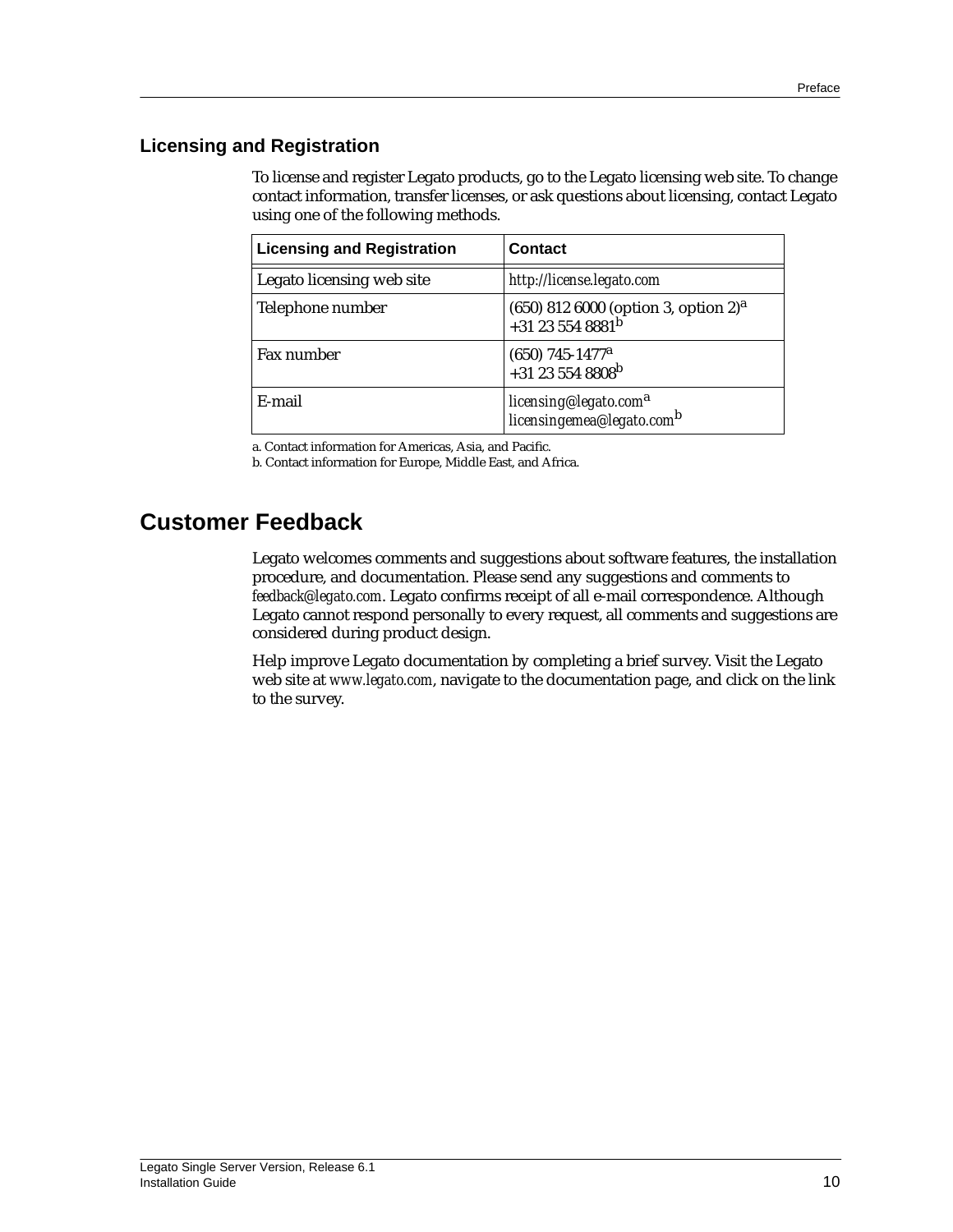## Licensing and Registration

To license and register Legato products, go to the Legato licensing web site. To change contact information, transfer licenses, or ask questions about licensing, contact Legato using one of the following methods.

| Licensing and Registration | Contact |
| --- | --- |
| Legato licensing web site | *http://license.legato.com* |
| Telephone number | (650) 812 6000 (option 3, option 2)[a]<br>+31 23 554 8881[b] |
| Fax number | (650) 745-1477[a]<br>+31 23 554 8808[b] |
| E-mail | *licensing@legato.com*[a]<br>*licensingemea@legato.com*[b] |

a. Contact information for Americas, Asia, and Pacific.

b. Contact information for Europe, Middle East, and Africa.

# Customer Feedback

Legato welcomes comments and suggestions about software features, the installation procedure, and documentation. Please send any suggestions and comments to *feedback@legato.com*. Legato confirms receipt of all e-mail correspondence. Although Legato cannot respond personally to every request, all comments and suggestions are considered during product design.

Help improve Legato documentation by completing a brief survey. Visit the Legato web site at *www.legato.com*, navigate to the documentation page, and click on the link to the survey.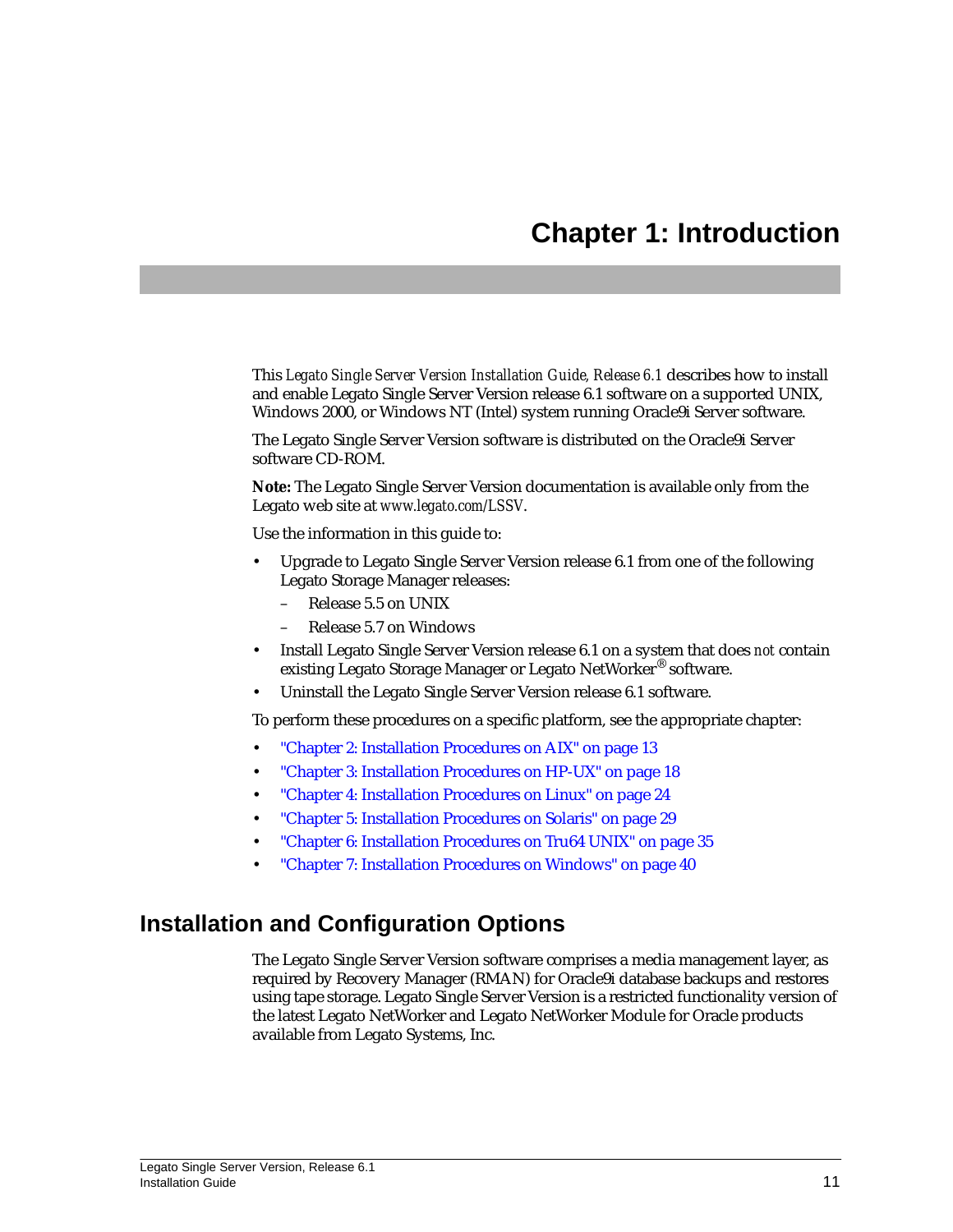# Chapter 1: Introduction

This *Legato Single Server Version Installation Guide, Release 6.1* describes how to install and enable Legato Single Server Version release 6.1 software on a supported UNIX, Windows 2000, or Windows NT (Intel) system running Oracle9i Server software.

The Legato Single Server Version software is distributed on the Oracle9i Server software CD-ROM.

**Note:** The Legato Single Server Version documentation is available only from the Legato web site at *www.legato.com/LSSV*.

Use the information in this guide to:

- Upgrade to Legato Single Server Version release 6.1 from one of the following Legato Storage Manager releases:
  - Release 5.5 on UNIX
  - Release 5.7 on Windows
- Install Legato Single Server Version release 6.1 on a system that does *not* contain existing Legato Storage Manager or Legato NetWorker® software.
- Uninstall the Legato Single Server Version release 6.1 software.

To perform these procedures on a specific platform, see the appropriate chapter:

- "Chapter 2: Installation Procedures on AIX" on page 13
- "Chapter 3: Installation Procedures on HP-UX" on page 18
- "Chapter 4: Installation Procedures on Linux" on page 24
- "Chapter 5: Installation Procedures on Solaris" on page 29
- "Chapter 6: Installation Procedures on Tru64 UNIX" on page 35
- "Chapter 7: Installation Procedures on Windows" on page 40

## Installation and Configuration Options

The Legato Single Server Version software comprises a media management layer, as required by Recovery Manager (RMAN) for Oracle9i database backups and restores using tape storage. Legato Single Server Version is a restricted functionality version of the latest Legato NetWorker and Legato NetWorker Module for Oracle products available from Legato Systems, Inc.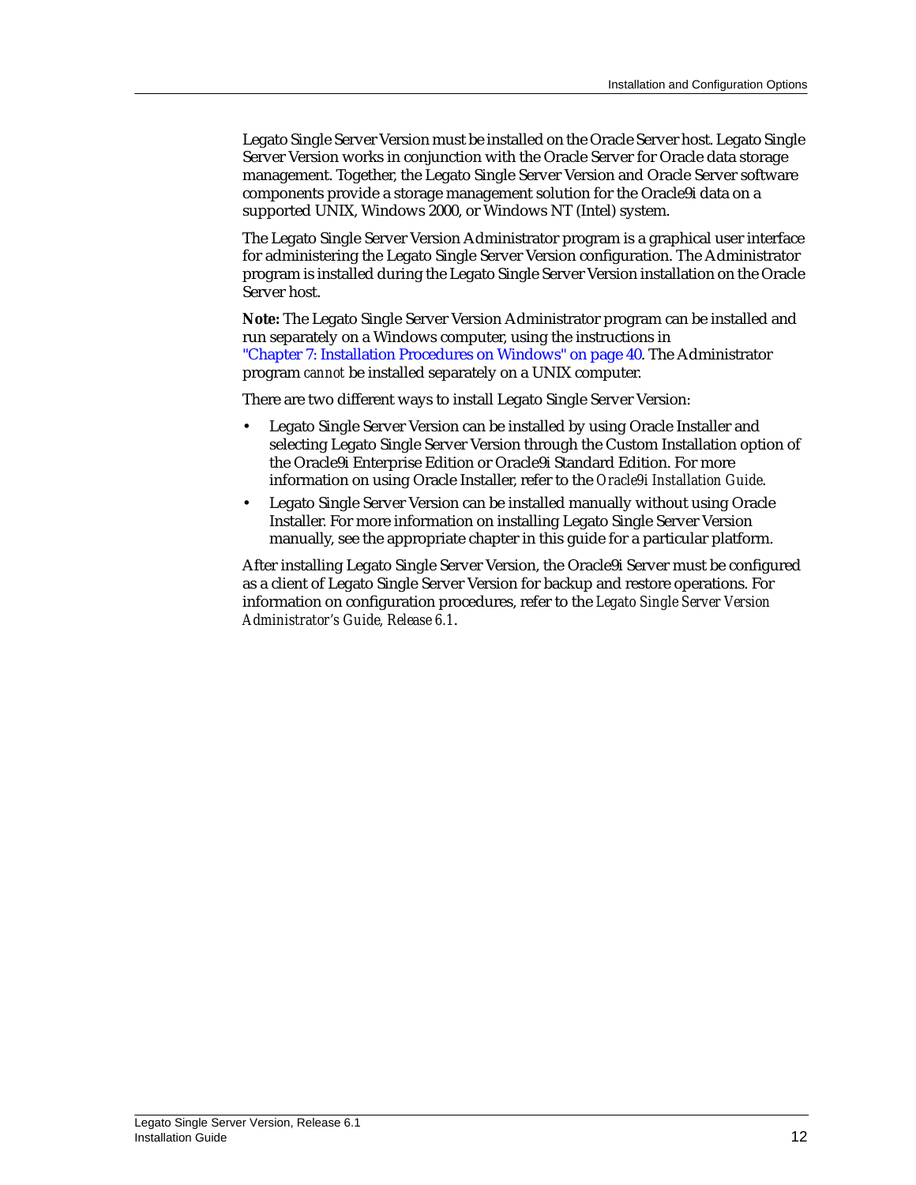Legato Single Server Version must be installed on the Oracle Server host. Legato Single Server Version works in conjunction with the Oracle Server for Oracle data storage management. Together, the Legato Single Server Version and Oracle Server software components provide a storage management solution for the Oracle9i data on a supported UNIX, Windows 2000, or Windows NT (Intel) system.

The Legato Single Server Version Administrator program is a graphical user interface for administering the Legato Single Server Version configuration. The Administrator program is installed during the Legato Single Server Version installation on the Oracle Server host.

**Note:** The Legato Single Server Version Administrator program can be installed and run separately on a Windows computer, using the instructions in "Chapter 7: Installation Procedures on Windows" on page 40. The Administrator program *cannot* be installed separately on a UNIX computer.

There are two different ways to install Legato Single Server Version:

- Legato Single Server Version can be installed by using Oracle Installer and selecting Legato Single Server Version through the Custom Installation option of the Oracle9i Enterprise Edition or Oracle9i Standard Edition. For more information on using Oracle Installer, refer to the *Oracle9i Installation Guide*.
- Legato Single Server Version can be installed manually without using Oracle Installer. For more information on installing Legato Single Server Version manually, see the appropriate chapter in this guide for a particular platform.

After installing Legato Single Server Version, the Oracle9i Server must be configured as a client of Legato Single Server Version for backup and restore operations. For information on configuration procedures, refer to the *Legato Single Server Version Administrator's Guide, Release 6.1*.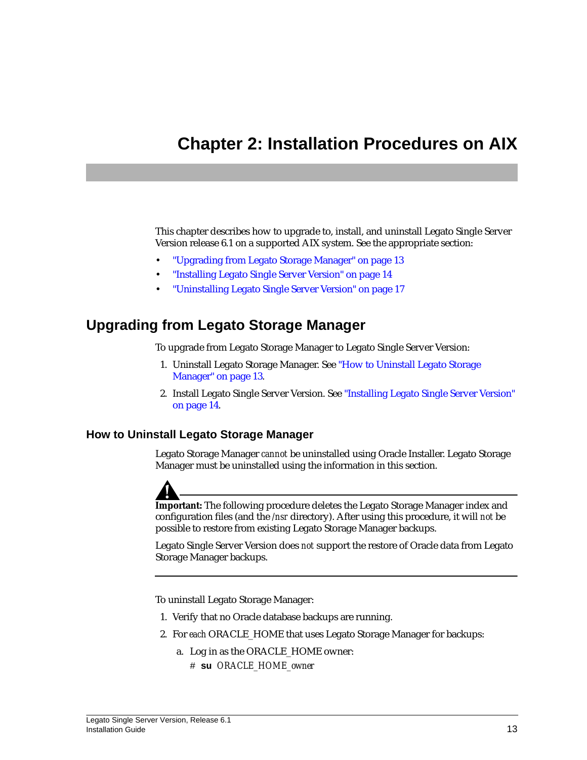# Chapter 2: Installation Procedures on AIX

This chapter describes how to upgrade to, install, and uninstall Legato Single Server Version release 6.1 on a supported AIX system. See the appropriate section:

- "Upgrading from Legato Storage Manager" on page 13
- "Installing Legato Single Server Version" on page 14
- "Uninstalling Legato Single Server Version" on page 17

## Upgrading from Legato Storage Manager

To upgrade from Legato Storage Manager to Legato Single Server Version:

1. Uninstall Legato Storage Manager. See "How to Uninstall Legato Storage Manager" on page 13.
2. Install Legato Single Server Version. See "Installing Legato Single Server Version" on page 14.

### How to Uninstall Legato Storage Manager

Legato Storage Manager *cannot* be uninstalled using Oracle Installer. Legato Storage Manager must be uninstalled using the information in this section.

**Important:** The following procedure deletes the Legato Storage Manager index and configuration files (and the */nsr* directory). After using this procedure, it will *not* be possible to restore from existing Legato Storage Manager backups.

Legato Single Server Version does *not* support the restore of Oracle data from Legato Storage Manager backups.

To uninstall Legato Storage Manager:

1. Verify that no Oracle database backups are running.
2. For *each* ORACLE_HOME that uses Legato Storage Manager for backups:
   a. Log in as the ORACLE_HOME owner:

      # **su** *ORACLE_HOME_owner*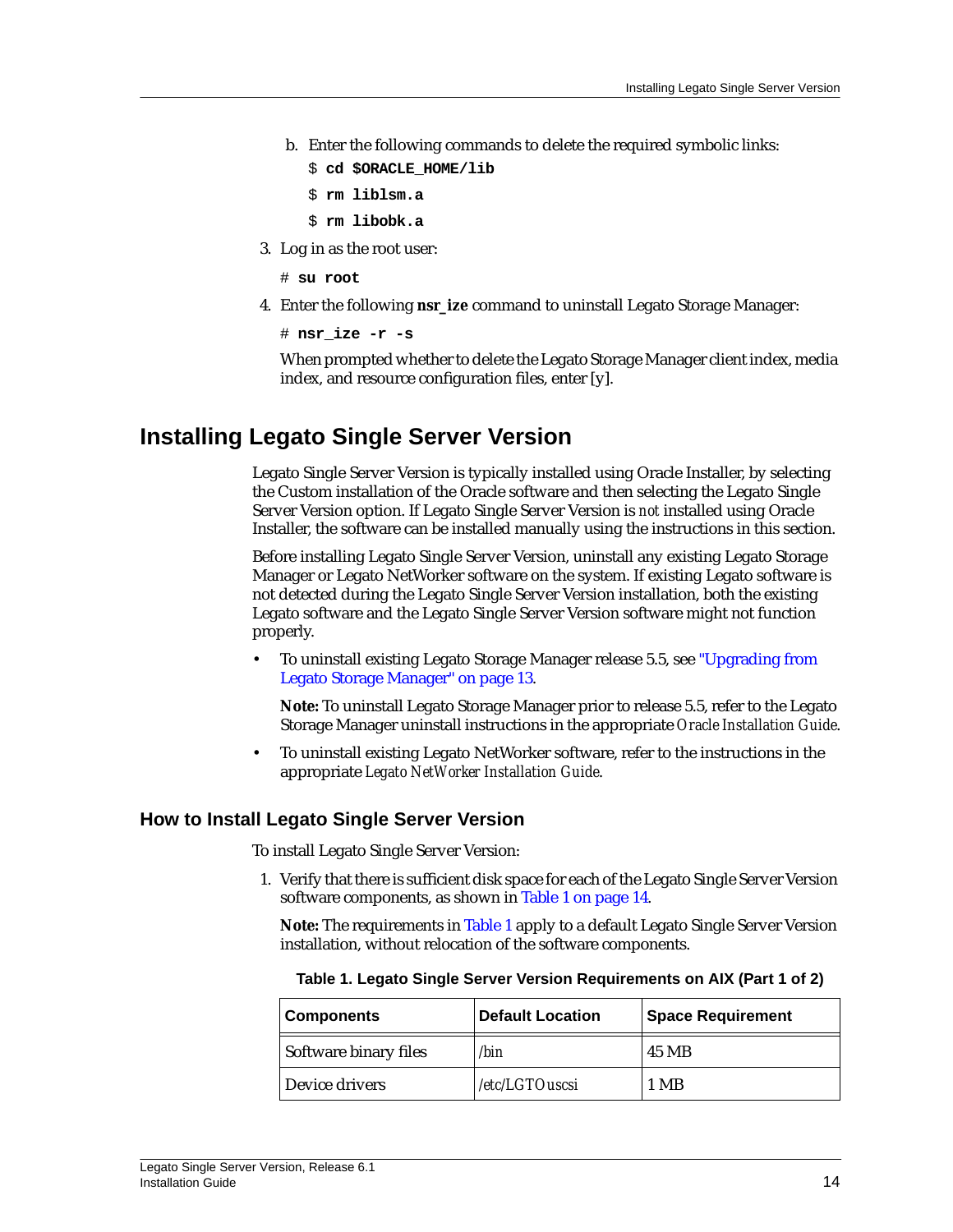b. Enter the following commands to delete the required symbolic links:

```
$ cd $ORACLE_HOME/lib
$ rm liblsm.a
$ rm libobk.a
```

3. Log in as the root user:

```
# su root
```

4. Enter the following **nsr_ize** command to uninstall Legato Storage Manager:

```
# nsr_ize -r -s
```

When prompted whether to delete the Legato Storage Manager client index, media index, and resource configuration files, enter [y].

## Installing Legato Single Server Version

Legato Single Server Version is typically installed using Oracle Installer, by selecting the Custom installation of the Oracle software and then selecting the Legato Single Server Version option. If Legato Single Server Version is *not* installed using Oracle Installer, the software can be installed manually using the instructions in this section.

Before installing Legato Single Server Version, uninstall any existing Legato Storage Manager or Legato NetWorker software on the system. If existing Legato software is not detected during the Legato Single Server Version installation, both the existing Legato software and the Legato Single Server Version software might not function properly.

- To uninstall existing Legato Storage Manager release 5.5, see "Upgrading from Legato Storage Manager" on page 13.

  **Note:** To uninstall Legato Storage Manager prior to release 5.5, refer to the Legato Storage Manager uninstall instructions in the appropriate *Oracle Installation Guide*.

- To uninstall existing Legato NetWorker software, refer to the instructions in the appropriate *Legato NetWorker Installation Guide*.

### How to Install Legato Single Server Version

To install Legato Single Server Version:

1. Verify that there is sufficient disk space for each of the Legato Single Server Version software components, as shown in Table 1 on page 14.

   **Note:** The requirements in Table 1 apply to a default Legato Single Server Version installation, without relocation of the software components.

**Table 1. Legato Single Server Version Requirements on AIX (Part 1 of 2)**

| Components | Default Location | Space Requirement |
|---|---|---|
| Software binary files | */bin* | 45 MB |
| Device drivers | */etc/LGTOuscsi* | 1 MB |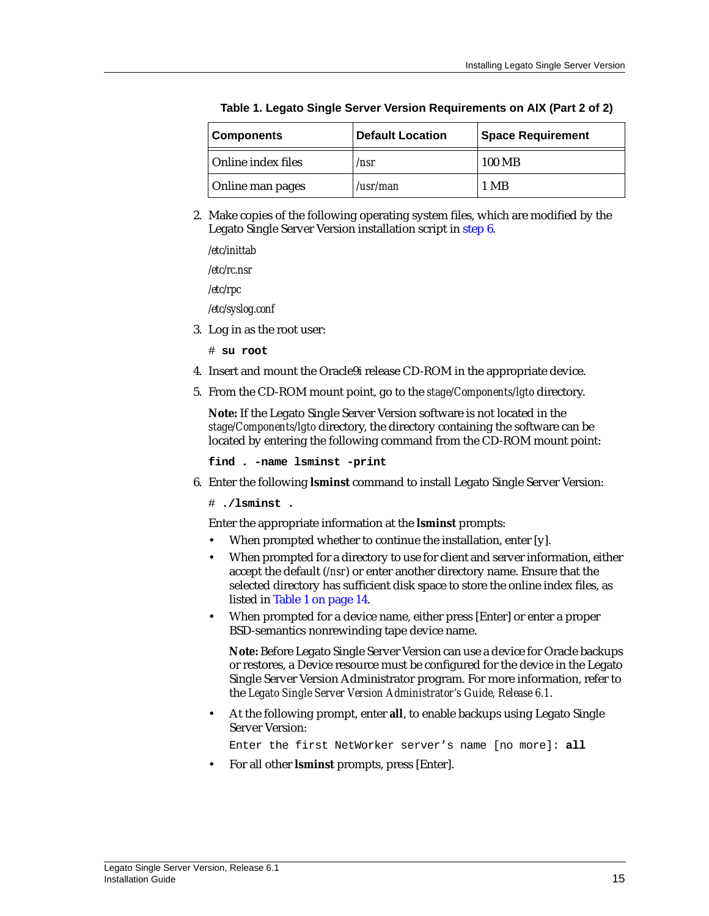**Table 1. Legato Single Server Version Requirements on AIX (Part 2 of 2)**

| Components | Default Location | Space Requirement |
|---|---|---|
| Online index files | */nsr* | 100 MB |
| Online man pages | */usr/man* | 1 MB |

2. Make copies of the following operating system files, which are modified by the Legato Single Server Version installation script in step 6.

   */etc/inittab*

   */etc/rc.nsr*

   */etc/rpc*

   */etc/syslog.conf*

3. Log in as the root user:

   ```
   # su root
   ```

4. Insert and mount the Oracle9i release CD-ROM in the appropriate device.

5. From the CD-ROM mount point, go to the *stage/Components/lgto* directory.

   **Note:** If the Legato Single Server Version software is not located in the *stage/Components/lgto* directory, the directory containing the software can be located by entering the following command from the CD-ROM mount point:

   ```
   find . -name lsminst -print
   ```

6. Enter the following **lsminst** command to install Legato Single Server Version:

   ```
   # ./lsminst .
   ```

   Enter the appropriate information at the **lsminst** prompts:

   - When prompted whether to continue the installation, enter [y].
   - When prompted for a directory to use for client and server information, either accept the default (*/nsr*) or enter another directory name. Ensure that the selected directory has sufficient disk space to store the online index files, as listed in Table 1 on page 14.
   - When prompted for a device name, either press [Enter] or enter a proper BSD-semantics nonrewinding tape device name.

     **Note:** Before Legato Single Server Version can use a device for Oracle backups or restores, a Device resource must be configured for the device in the Legato Single Server Version Administrator program. For more information, refer to the *Legato Single Server Version Administrator's Guide, Release 6.1*.

   - At the following prompt, enter **all**, to enable backups using Legato Single Server Version:

     ```
     Enter the first NetWorker server's name [no more]: all
     ```

   - For all other **lsminst** prompts, press [Enter].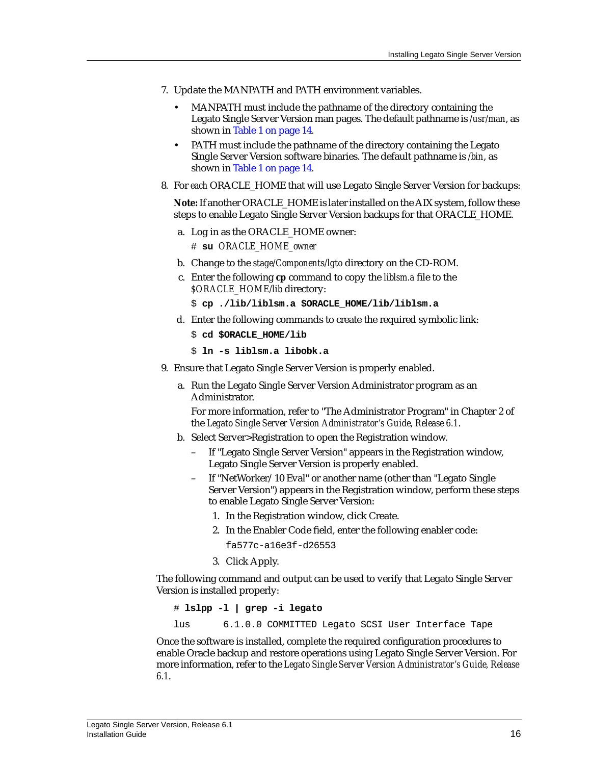7. Update the MANPATH and PATH environment variables.

   - MANPATH must include the pathname of the directory containing the Legato Single Server Version man pages. The default pathname is */usr/man*, as shown in Table 1 on page 14.
   - PATH must include the pathname of the directory containing the Legato Single Server Version software binaries. The default pathname is */bin*, as shown in Table 1 on page 14.

8. For *each* ORACLE_HOME that will use Legato Single Server Version for backups:

   **Note:** If another ORACLE_HOME is later installed on the AIX system, follow these steps to enable Legato Single Server Version backups for that ORACLE_HOME.

   a. Log in as the ORACLE_HOME owner:

      ```
      # su ORACLE_HOME_owner
      ```

   b. Change to the *stage/Components/lgto* directory on the CD-ROM.

   c. Enter the following **cp** command to copy the *liblsm.a* file to the *$ORACLE_HOME/lib* directory:

      ```
      $ cp ./lib/liblsm.a $ORACLE_HOME/lib/liblsm.a
      ```

   d. Enter the following commands to create the required symbolic link:

      ```
      $ cd $ORACLE_HOME/lib
      ```

      ```
      $ ln -s liblsm.a libobk.a
      ```

9. Ensure that Legato Single Server Version is properly enabled.

   a. Run the Legato Single Server Version Administrator program as an Administrator.

      For more information, refer to "The Administrator Program" in Chapter 2 of the *Legato Single Server Version Administrator's Guide, Release 6.1*.

   b. Select Server>Registration to open the Registration window.

      – If "Legato Single Server Version" appears in the Registration window, Legato Single Server Version is properly enabled.

      – If "NetWorker/10 Eval" or another name (other than "Legato Single Server Version") appears in the Registration window, perform these steps to enable Legato Single Server Version:

        1. In the Registration window, click Create.
        2. In the Enabler Code field, enter the following enabler code:

           ```
           fa577c-a16e3f-d26553
           ```

        3. Click Apply.

The following command and output can be used to verify that Legato Single Server Version is installed properly:

```
# lslpp -l | grep -i legato
lus      6.1.0.0 COMMITTED Legato SCSI User Interface Tape
```

Once the software is installed, complete the required configuration procedures to enable Oracle backup and restore operations using Legato Single Server Version. For more information, refer to the *Legato Single Server Version Administrator's Guide, Release 6.1*.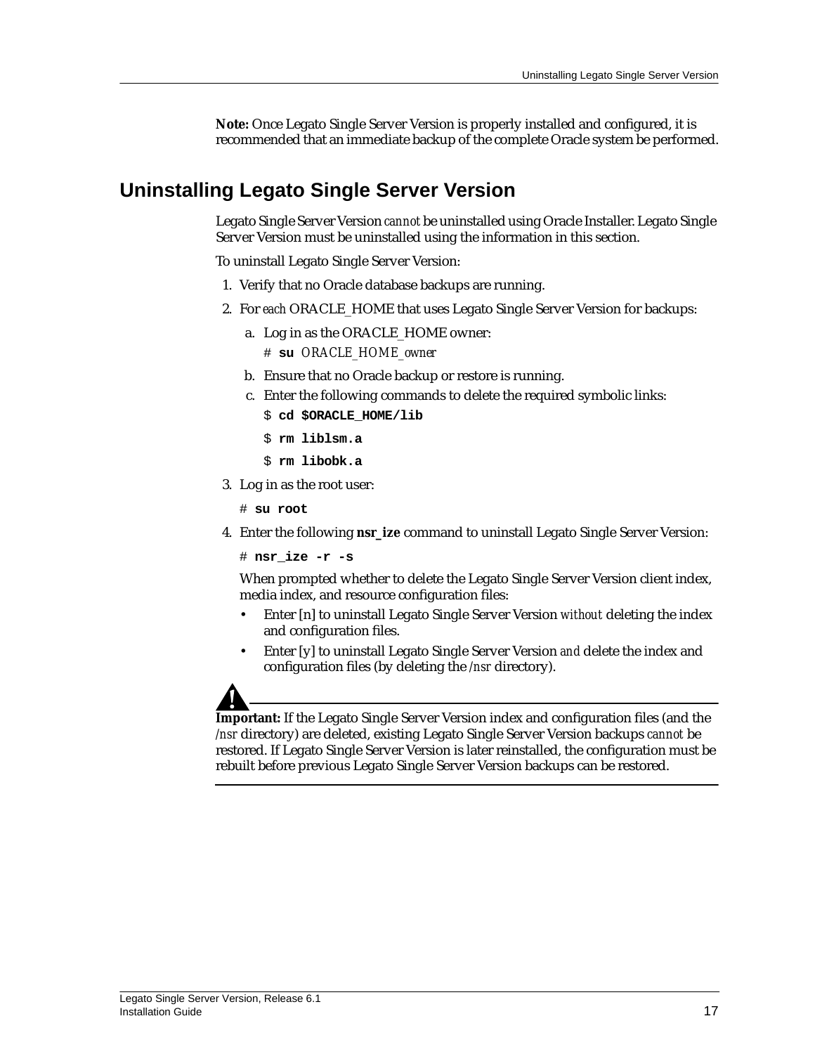**Note:** Once Legato Single Server Version is properly installed and configured, it is recommended that an immediate backup of the complete Oracle system be performed.

## Uninstalling Legato Single Server Version

Legato Single Server Version *cannot* be uninstalled using Oracle Installer. Legato Single Server Version must be uninstalled using the information in this section.

To uninstall Legato Single Server Version:

1. Verify that no Oracle database backups are running.
2. For *each* ORACLE_HOME that uses Legato Single Server Version for backups:
   a. Log in as the ORACLE_HOME owner:

      `# su ORACLE_HOME_owner`

   b. Ensure that no Oracle backup or restore is running.

   c. Enter the following commands to delete the required symbolic links:

      ```
      $ cd $ORACLE_HOME/lib
      $ rm liblsm.a
      $ rm libobk.a
      ```

3. Log in as the root user:

   ```
   # su root
   ```

4. Enter the following **nsr_ize** command to uninstall Legato Single Server Version:

   ```
   # nsr_ize -r -s
   ```

   When prompted whether to delete the Legato Single Server Version client index, media index, and resource configuration files:

   - Enter [n] to uninstall Legato Single Server Version *without* deleting the index and configuration files.
   - Enter [y] to uninstall Legato Single Server Version *and* delete the index and configuration files (by deleting the */nsr* directory).

**Important:** If the Legato Single Server Version index and configuration files (and the */nsr* directory) are deleted, existing Legato Single Server Version backups *cannot* be restored. If Legato Single Server Version is later reinstalled, the configuration must be rebuilt before previous Legato Single Server Version backups can be restored.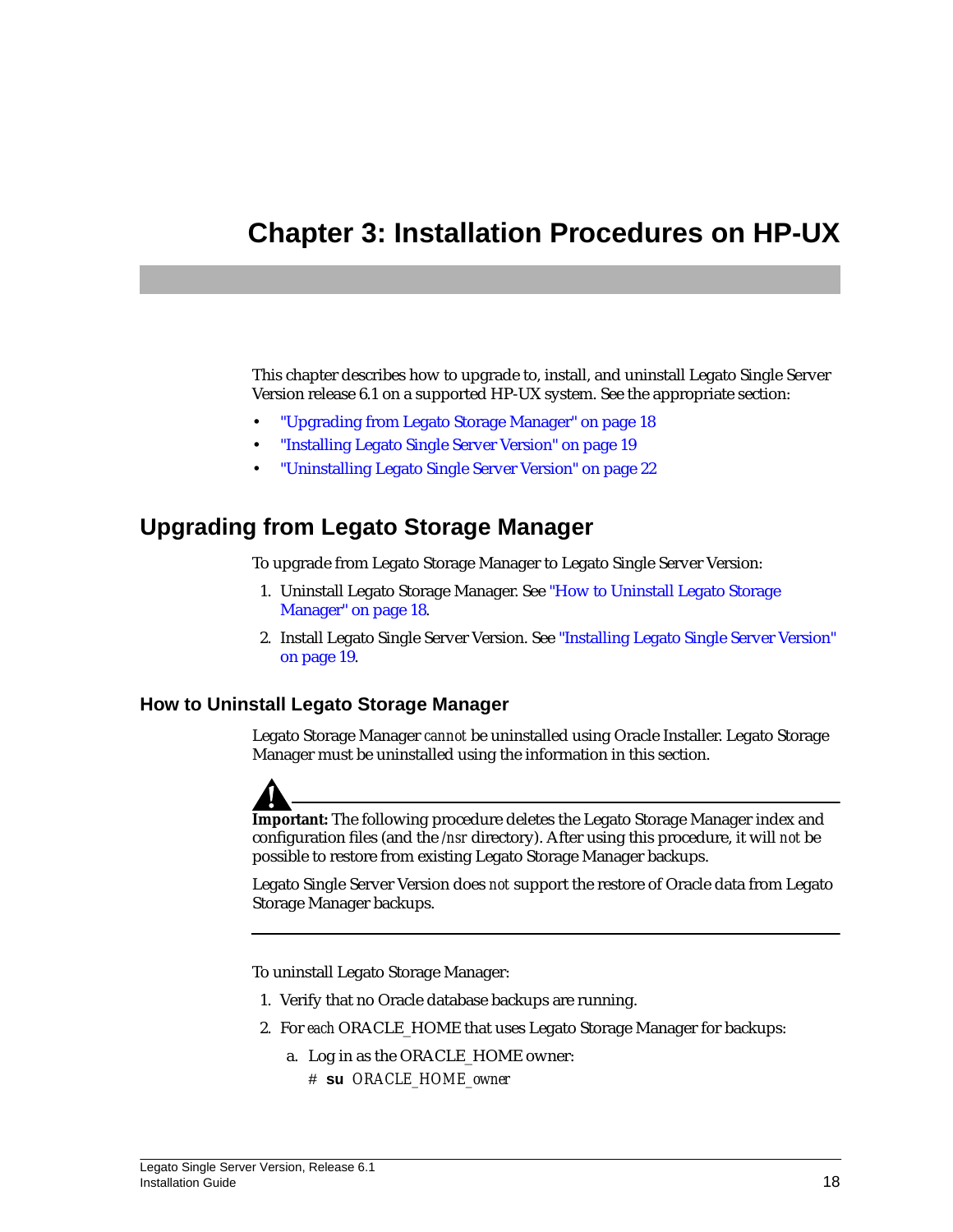# Chapter 3: Installation Procedures on HP-UX

This chapter describes how to upgrade to, install, and uninstall Legato Single Server Version release 6.1 on a supported HP-UX system. See the appropriate section:

- "Upgrading from Legato Storage Manager" on page 18
- "Installing Legato Single Server Version" on page 19
- "Uninstalling Legato Single Server Version" on page 22

## Upgrading from Legato Storage Manager

To upgrade from Legato Storage Manager to Legato Single Server Version:

1. Uninstall Legato Storage Manager. See "How to Uninstall Legato Storage Manager" on page 18.
2. Install Legato Single Server Version. See "Installing Legato Single Server Version" on page 19.

### How to Uninstall Legato Storage Manager

Legato Storage Manager *cannot* be uninstalled using Oracle Installer. Legato Storage Manager must be uninstalled using the information in this section.

**Important:** The following procedure deletes the Legato Storage Manager index and configuration files (and the */nsr* directory). After using this procedure, it will *not* be possible to restore from existing Legato Storage Manager backups.

Legato Single Server Version does *not* support the restore of Oracle data from Legato Storage Manager backups.

To uninstall Legato Storage Manager:

1. Verify that no Oracle database backups are running.
2. For *each* ORACLE_HOME that uses Legato Storage Manager for backups:
   a. Log in as the ORACLE_HOME owner:

      `# su ORACLE_HOME_owner`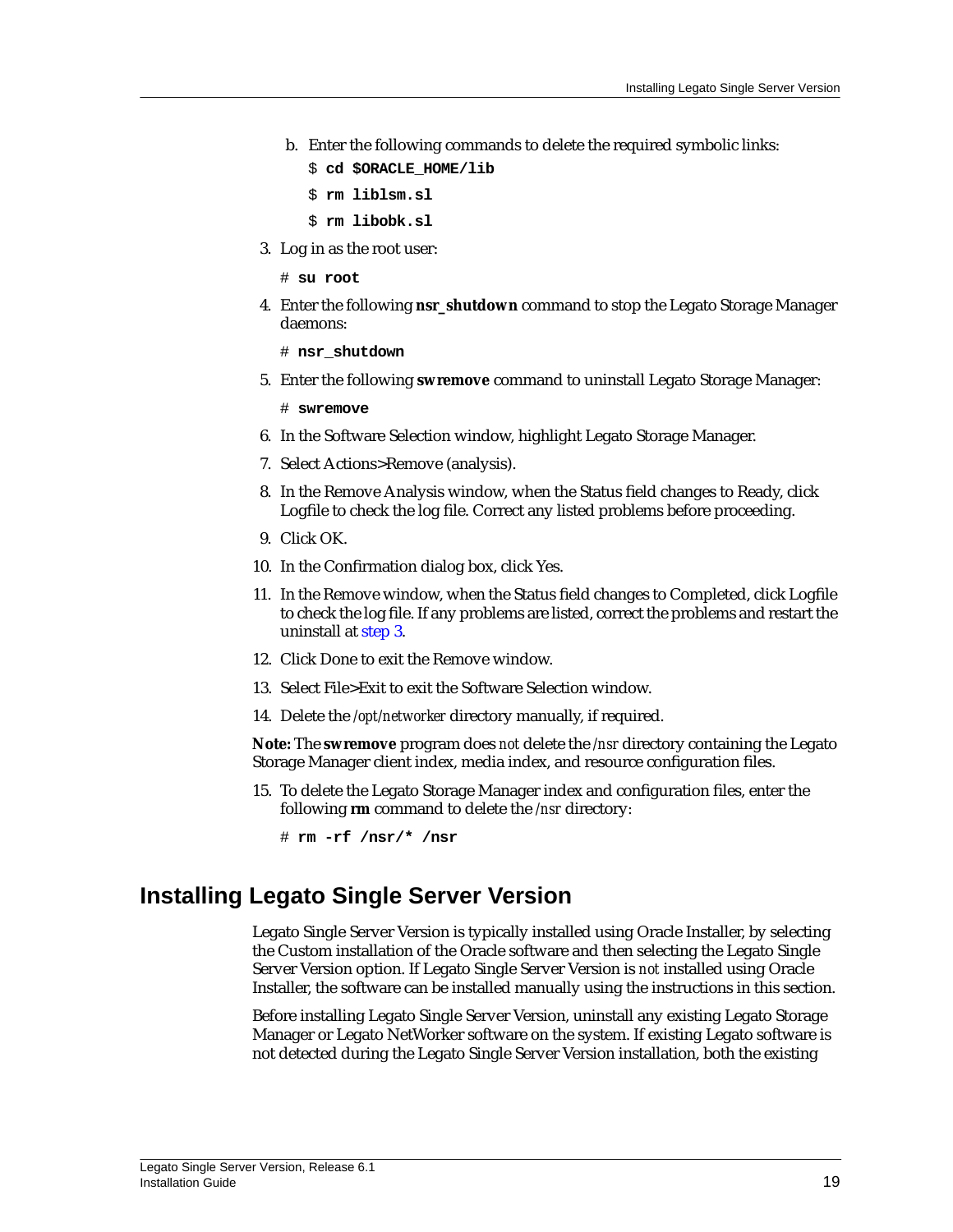b. Enter the following commands to delete the required symbolic links:

      ```
      $ cd $ORACLE_HOME/lib
      $ rm liblsm.sl
      $ rm libobk.sl
      ```

3. Log in as the root user:

   ```
   # su root
   ```

4. Enter the following **nsr_shutdown** command to stop the Legato Storage Manager daemons:

   ```
   # nsr_shutdown
   ```

5. Enter the following **swremove** command to uninstall Legato Storage Manager:

   ```
   # swremove
   ```

6. In the Software Selection window, highlight Legato Storage Manager.
7. Select Actions>Remove (analysis).
8. In the Remove Analysis window, when the Status field changes to Ready, click Logfile to check the log file. Correct any listed problems before proceeding.
9. Click OK.
10. In the Confirmation dialog box, click Yes.
11. In the Remove window, when the Status field changes to Completed, click Logfile to check the log file. If any problems are listed, correct the problems and restart the uninstall at step 3.
12. Click Done to exit the Remove window.
13. Select File>Exit to exit the Software Selection window.
14. Delete the */opt/networker* directory manually, if required.

**Note:** The **swremove** program does *not* delete the */nsr* directory containing the Legato Storage Manager client index, media index, and resource configuration files.

15. To delete the Legato Storage Manager index and configuration files, enter the following **rm** command to delete the */nsr* directory:

    ```
    # rm -rf /nsr/* /nsr
    ```

## Installing Legato Single Server Version

Legato Single Server Version is typically installed using Oracle Installer, by selecting the Custom installation of the Oracle software and then selecting the Legato Single Server Version option. If Legato Single Server Version is *not* installed using Oracle Installer, the software can be installed manually using the instructions in this section.

Before installing Legato Single Server Version, uninstall any existing Legato Storage Manager or Legato NetWorker software on the system. If existing Legato software is not detected during the Legato Single Server Version installation, both the existing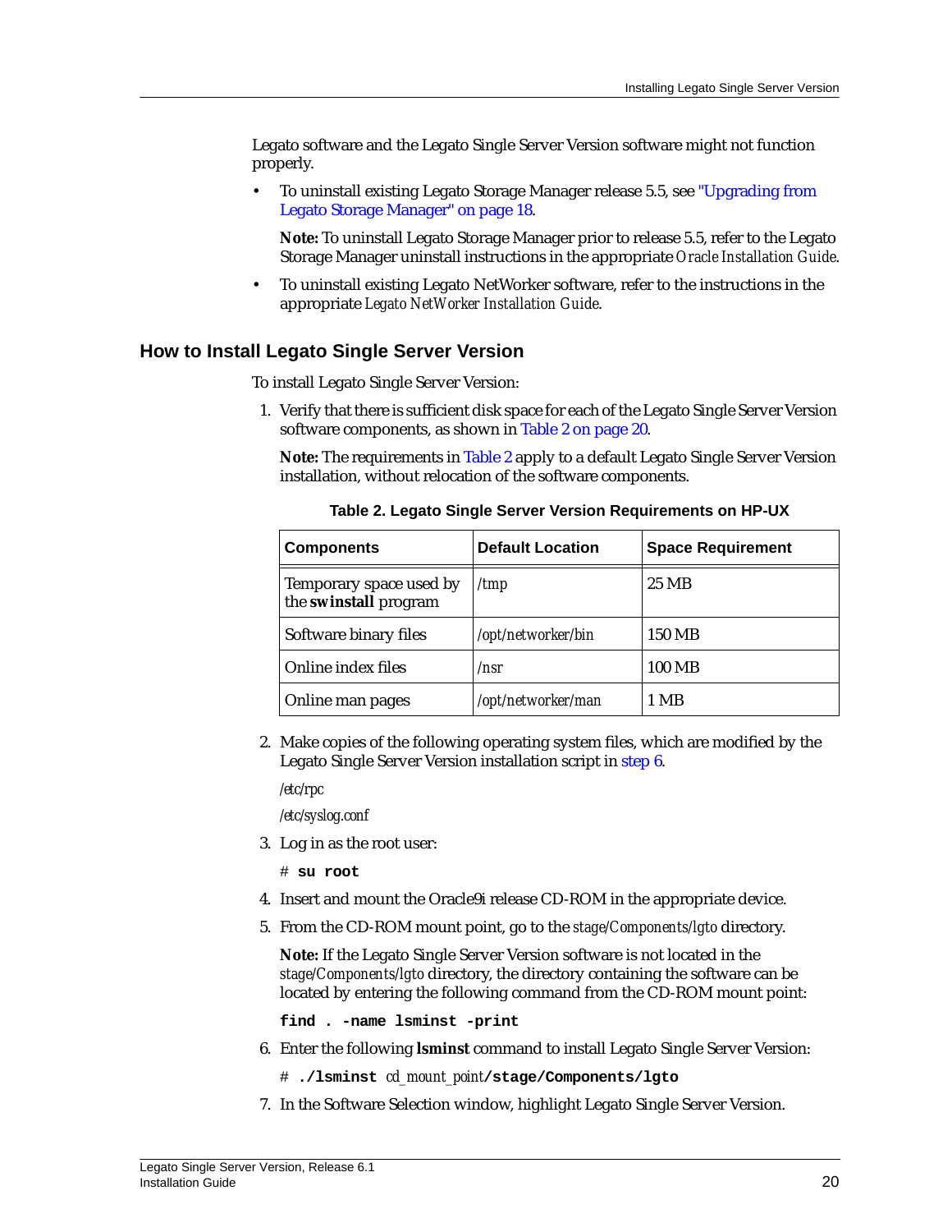Legato software and the Legato Single Server Version software might not function properly.

- To uninstall existing Legato Storage Manager release 5.5, see "Upgrading from Legato Storage Manager" on page 18.

  **Note:** To uninstall Legato Storage Manager prior to release 5.5, refer to the Legato Storage Manager uninstall instructions in the appropriate *Oracle Installation Guide*.

- To uninstall existing Legato NetWorker software, refer to the instructions in the appropriate *Legato NetWorker Installation Guide*.

## How to Install Legato Single Server Version

To install Legato Single Server Version:

1. Verify that there is sufficient disk space for each of the Legato Single Server Version software components, as shown in Table 2 on page 20.

   **Note:** The requirements in Table 2 apply to a default Legato Single Server Version installation, without relocation of the software components.

   **Table 2. Legato Single Server Version Requirements on HP-UX**

   | Components | Default Location | Space Requirement |
   |---|---|---|
   | Temporary space used by the **swinstall** program | */tmp* | 25 MB |
   | Software binary files | */opt/networker/bin* | 150 MB |
   | Online index files | */nsr* | 100 MB |
   | Online man pages | */opt/networker/man* | 1 MB |

2. Make copies of the following operating system files, which are modified by the Legato Single Server Version installation script in step 6.

   */etc/rpc*

   */etc/syslog.conf*

3. Log in as the root user:

   ```
   # su root
   ```

4. Insert and mount the Oracle9i release CD-ROM in the appropriate device.

5. From the CD-ROM mount point, go to the *stage/Components/lgto* directory.

   **Note:** If the Legato Single Server Version software is not located in the *stage/Components/lgto* directory, the directory containing the software can be located by entering the following command from the CD-ROM mount point:

   ```
   find . -name lsminst -print
   ```

6. Enter the following **lsminst** command to install Legato Single Server Version:

   ```
   # ./lsminst cd_mount_point/stage/Components/lgto
   ```

7. In the Software Selection window, highlight Legato Single Server Version.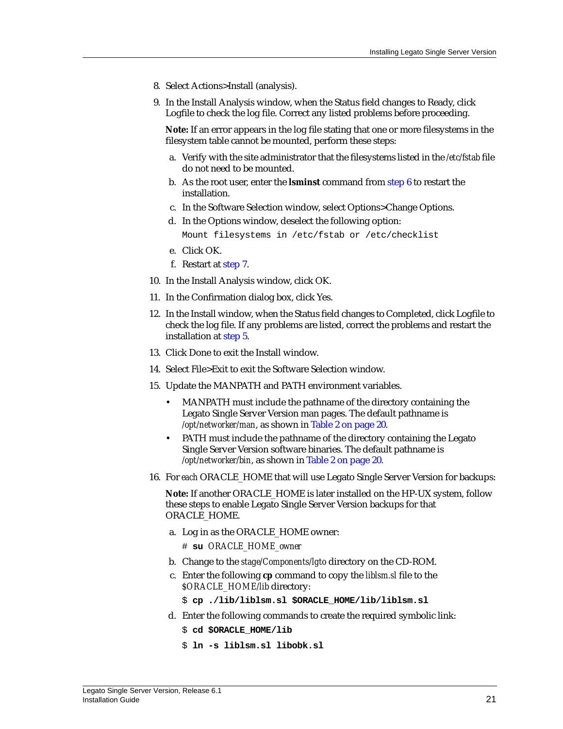8. Select Actions>Install (analysis).

9. In the Install Analysis window, when the Status field changes to Ready, click Logfile to check the log file. Correct any listed problems before proceeding.

   **Note:** If an error appears in the log file stating that one or more filesystems in the filesystem table cannot be mounted, perform these steps:

   a. Verify with the site administrator that the filesystems listed in the */etc/fstab* file do not need to be mounted.

   b. As the root user, enter the **lsminst** command from step 6 to restart the installation.

   c. In the Software Selection window, select Options>Change Options.

   d. In the Options window, deselect the following option:

      ```
      Mount filesystems in /etc/fstab or /etc/checklist
      ```

   e. Click OK.

   f. Restart at step 7.

10. In the Install Analysis window, click OK.

11. In the Confirmation dialog box, click Yes.

12. In the Install window, when the Status field changes to Completed, click Logfile to check the log file. If any problems are listed, correct the problems and restart the installation at step 5.

13. Click Done to exit the Install window.

14. Select File>Exit to exit the Software Selection window.

15. Update the MANPATH and PATH environment variables.

    - MANPATH must include the pathname of the directory containing the Legato Single Server Version man pages. The default pathname is */opt/networker/man*, as shown in Table 2 on page 20.
    - PATH must include the pathname of the directory containing the Legato Single Server Version software binaries. The default pathname is */opt/networker/bin*, as shown in Table 2 on page 20.

16. For *each* ORACLE_HOME that will use Legato Single Server Version for backups:

    **Note:** If another ORACLE_HOME is later installed on the HP-UX system, follow these steps to enable Legato Single Server Version backups for that ORACLE_HOME.

    a. Log in as the ORACLE_HOME owner:

       \# **su** *ORACLE_HOME_owner*

    b. Change to the *stage/Components/lgto* directory on the CD-ROM.

    c. Enter the following **cp** command to copy the *liblsm.sl* file to the *$ORACLE_HOME/lib* directory:

       ```
       $ cp ./lib/liblsm.sl $ORACLE_HOME/lib/liblsm.sl
       ```

    d. Enter the following commands to create the required symbolic link:

       ```
       $ cd $ORACLE_HOME/lib
       $ ln -s liblsm.sl libobk.sl
       ```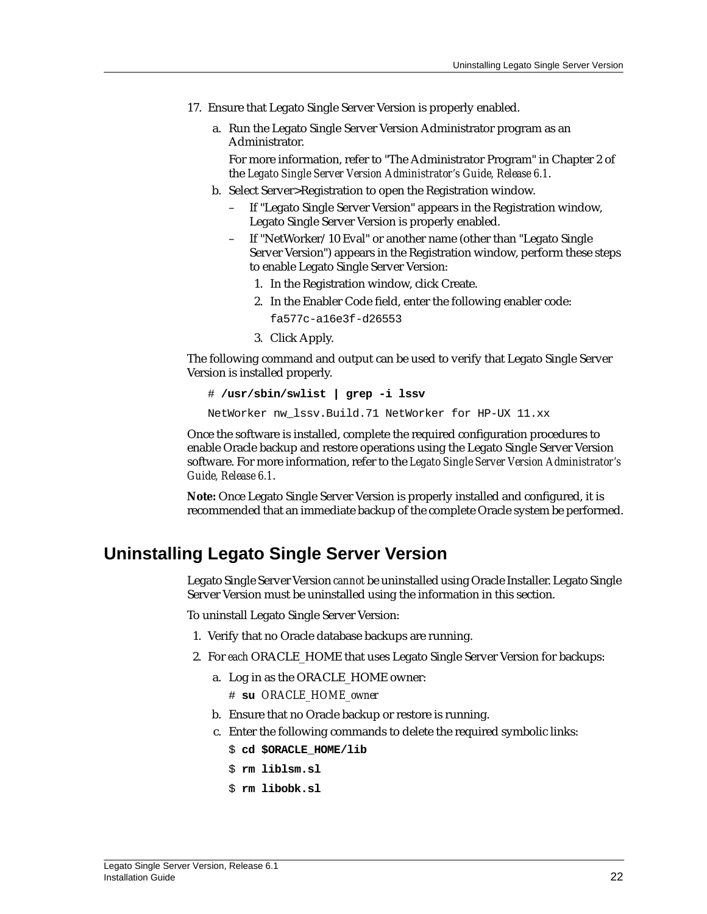17. Ensure that Legato Single Server Version is properly enabled.

    a. Run the Legato Single Server Version Administrator program as an Administrator.

       For more information, refer to "The Administrator Program" in Chapter 2 of the *Legato Single Server Version Administrator's Guide, Release 6.1*.

    b. Select Server>Registration to open the Registration window.

       – If "Legato Single Server Version" appears in the Registration window, Legato Single Server Version is properly enabled.

       – If "NetWorker/10 Eval" or another name (other than "Legato Single Server Version") appears in the Registration window, perform these steps to enable Legato Single Server Version:

         1. In the Registration window, click Create.
         2. In the Enabler Code field, enter the following enabler code:

            `fa577c-a16e3f-d26553`

         3. Click Apply.

The following command and output can be used to verify that Legato Single Server Version is installed properly.

```
# /usr/sbin/swlist | grep -i lssv
NetWorker nw_lssv.Build.71 NetWorker for HP-UX 11.xx
```

Once the software is installed, complete the required configuration procedures to enable Oracle backup and restore operations using the Legato Single Server Version software. For more information, refer to the *Legato Single Server Version Administrator's Guide, Release 6.1*.

**Note:** Once Legato Single Server Version is properly installed and configured, it is recommended that an immediate backup of the complete Oracle system be performed.

## Uninstalling Legato Single Server Version

Legato Single Server Version *cannot* be uninstalled using Oracle Installer. Legato Single Server Version must be uninstalled using the information in this section.

To uninstall Legato Single Server Version:

1. Verify that no Oracle database backups are running.
2. For *each* ORACLE_HOME that uses Legato Single Server Version for backups:

   a. Log in as the ORACLE_HOME owner:

      ```
      # su ORACLE_HOME_owner
      ```

   b. Ensure that no Oracle backup or restore is running.

   c. Enter the following commands to delete the required symbolic links:

      ```
      $ cd $ORACLE_HOME/lib
      $ rm liblsm.sl
      $ rm libobk.sl
      ```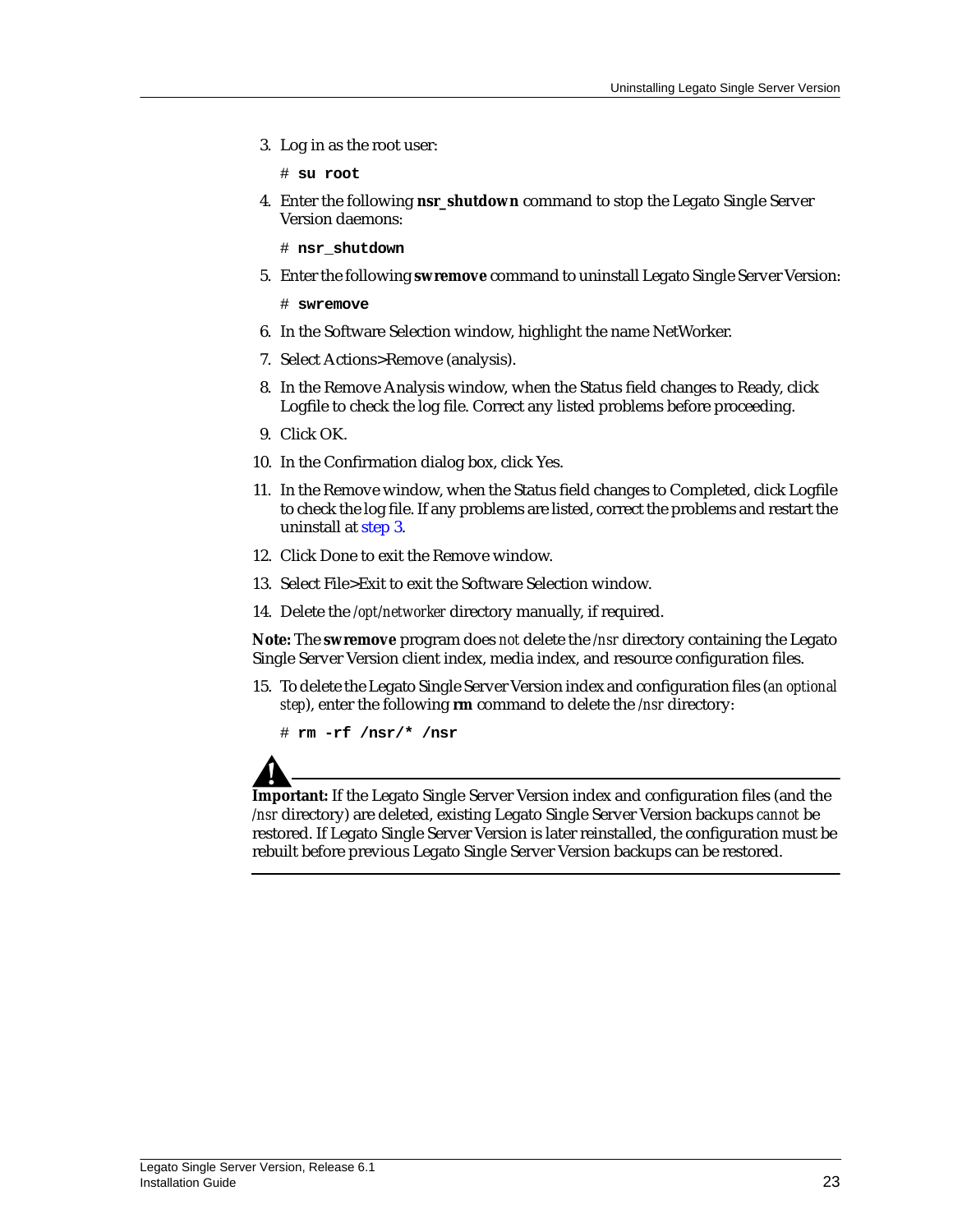3. Log in as the root user:

   ```
   # su root
   ```

4. Enter the following **nsr_shutdown** command to stop the Legato Single Server Version daemons:

   ```
   # nsr_shutdown
   ```

5. Enter the following **swremove** command to uninstall Legato Single Server Version:

   ```
   # swremove
   ```

6. In the Software Selection window, highlight the name NetWorker.
7. Select Actions>Remove (analysis).
8. In the Remove Analysis window, when the Status field changes to Ready, click Logfile to check the log file. Correct any listed problems before proceeding.
9. Click OK.
10. In the Confirmation dialog box, click Yes.
11. In the Remove window, when the Status field changes to Completed, click Logfile to check the log file. If any problems are listed, correct the problems and restart the uninstall at step 3.
12. Click Done to exit the Remove window.
13. Select File>Exit to exit the Software Selection window.
14. Delete the */opt/networker* directory manually, if required.

**Note:** The **swremove** program does *not* delete the */nsr* directory containing the Legato Single Server Version client index, media index, and resource configuration files.

15. To delete the Legato Single Server Version index and configuration files (*an optional step*), enter the following **rm** command to delete the */nsr* directory:

    ```
    # rm -rf /nsr/* /nsr
    ```

**Important:** If the Legato Single Server Version index and configuration files (and the */nsr* directory) are deleted, existing Legato Single Server Version backups *cannot* be restored. If Legato Single Server Version is later reinstalled, the configuration must be rebuilt before previous Legato Single Server Version backups can be restored.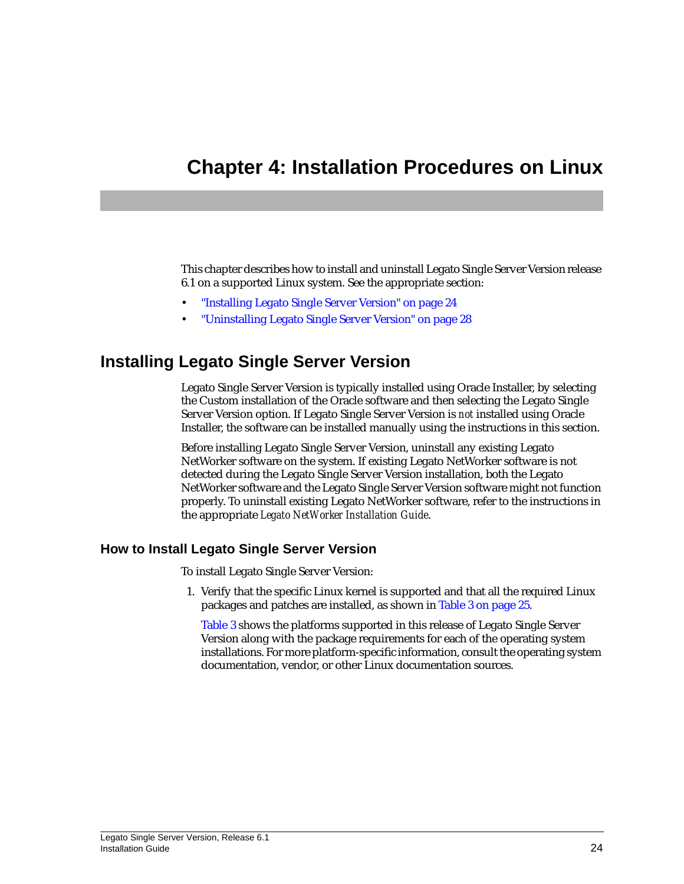# Chapter 4: Installation Procedures on Linux

This chapter describes how to install and uninstall Legato Single Server Version release 6.1 on a supported Linux system. See the appropriate section:

- "Installing Legato Single Server Version" on page 24
- "Uninstalling Legato Single Server Version" on page 28

## Installing Legato Single Server Version

Legato Single Server Version is typically installed using Oracle Installer, by selecting the Custom installation of the Oracle software and then selecting the Legato Single Server Version option. If Legato Single Server Version is *not* installed using Oracle Installer, the software can be installed manually using the instructions in this section.

Before installing Legato Single Server Version, uninstall any existing Legato NetWorker software on the system. If existing Legato NetWorker software is not detected during the Legato Single Server Version installation, both the Legato NetWorker software and the Legato Single Server Version software might not function properly. To uninstall existing Legato NetWorker software, refer to the instructions in the appropriate *Legato NetWorker Installation Guide*.

### How to Install Legato Single Server Version

To install Legato Single Server Version:

1. Verify that the specific Linux kernel is supported and that all the required Linux packages and patches are installed, as shown in Table 3 on page 25.

   Table 3 shows the platforms supported in this release of Legato Single Server Version along with the package requirements for each of the operating system installations. For more platform-specific information, consult the operating system documentation, vendor, or other Linux documentation sources.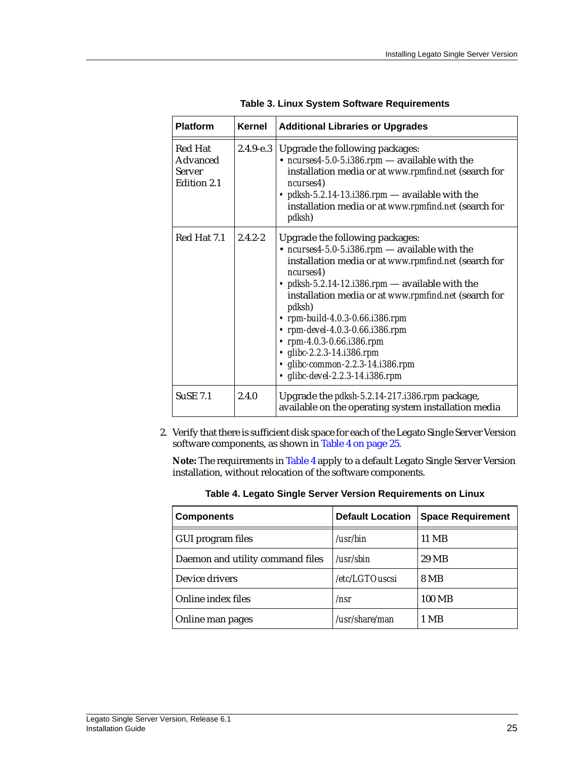**Table 3. Linux System Software Requirements**

| Platform | Kernel | Additional Libraries or Upgrades |
|---|---|---|
| Red Hat Advanced Server Edition 2.1 | 2.4.9-e.3 | Upgrade the following packages:<br>• ncurses4-5.0-5.i386.rpm — available with the installation media or at www.rpmfind.net (search for ncurses4)<br>• pdksh-5.2.14-13.i386.rpm — available with the installation media or at www.rpmfind.net (search for pdksh) |
| Red Hat 7.1 | 2.4.2-2 | Upgrade the following packages:<br>• ncurses4-5.0-5.i386.rpm — available with the installation media or at www.rpmfind.net (search for ncurses4)<br>• pdksh-5.2.14-12.i386.rpm — available with the installation media or at www.rpmfind.net (search for pdksh)<br>• rpm-build-4.0.3-0.66.i386.rpm<br>• rpm-devel-4.0.3-0.66.i386.rpm<br>• rpm-4.0.3-0.66.i386.rpm<br>• glibc-2.2.3-14.i386.rpm<br>• glibc-common-2.2.3-14.i386.rpm<br>• glibc-devel-2.2.3-14.i386.rpm |
| SuSE 7.1 | 2.4.0 | Upgrade the pdksh-5.2.14-217.i386.rpm package, available on the operating system installation media |

2. Verify that there is sufficient disk space for each of the Legato Single Server Version software components, as shown in Table 4 on page 25.

   **Note:** The requirements in Table 4 apply to a default Legato Single Server Version installation, without relocation of the software components.

**Table 4. Legato Single Server Version Requirements on Linux**

| Components | Default Location | Space Requirement |
|---|---|---|
| GUI program files | /usr/bin | 11 MB |
| Daemon and utility command files | /usr/sbin | 29 MB |
| Device drivers | /etc/LGTOuscsi | 8 MB |
| Online index files | /nsr | 100 MB |
| Online man pages | /usr/share/man | 1 MB |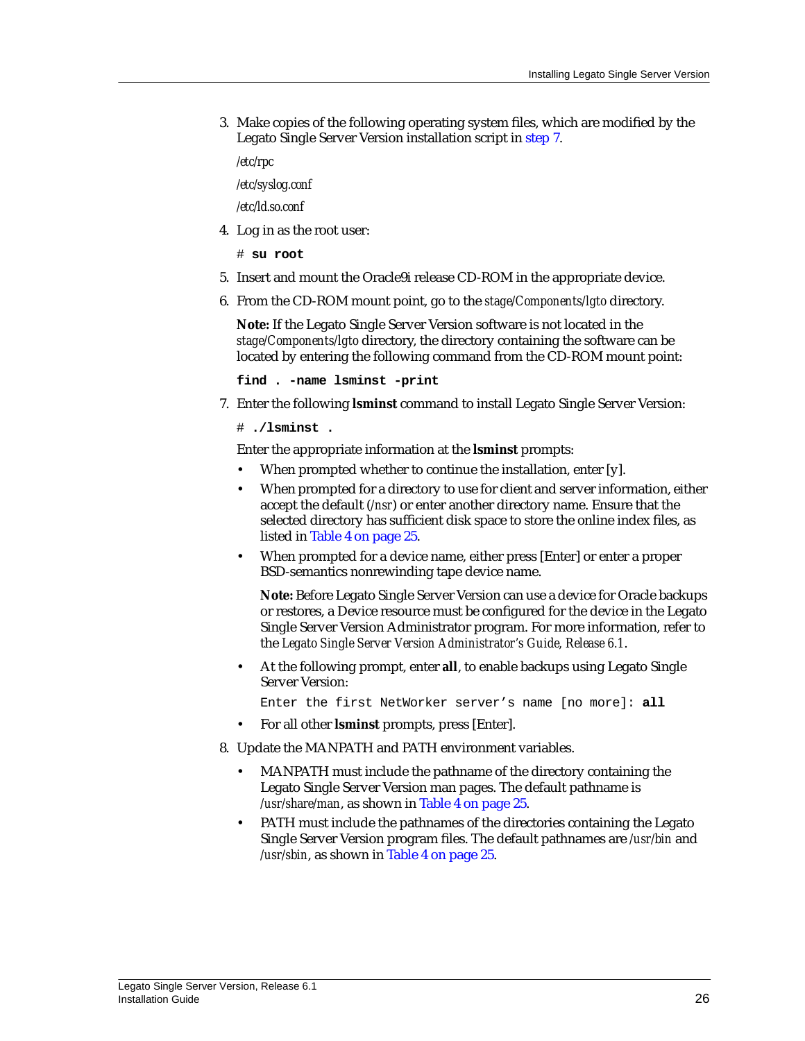3. Make copies of the following operating system files, which are modified by the Legato Single Server Version installation script in step 7.

   */etc/rpc*

   */etc/syslog.conf*

   */etc/ld.so.conf*

4. Log in as the root user:

   ```
   # su root
   ```

5. Insert and mount the Oracle9i release CD-ROM in the appropriate device.

6. From the CD-ROM mount point, go to the *stage/Components/lgto* directory.

   **Note:** If the Legato Single Server Version software is not located in the *stage/Components/lgto* directory, the directory containing the software can be located by entering the following command from the CD-ROM mount point:

   ```
   find . -name lsminst -print
   ```

7. Enter the following **lsminst** command to install Legato Single Server Version:

   ```
   # ./lsminst .
   ```

   Enter the appropriate information at the **lsminst** prompts:

   - When prompted whether to continue the installation, enter [y].
   - When prompted for a directory to use for client and server information, either accept the default (*/nsr*) or enter another directory name. Ensure that the selected directory has sufficient disk space to store the online index files, as listed in Table 4 on page 25.
   - When prompted for a device name, either press [Enter] or enter a proper BSD-semantics nonrewinding tape device name.

     **Note:** Before Legato Single Server Version can use a device for Oracle backups or restores, a Device resource must be configured for the device in the Legato Single Server Version Administrator program. For more information, refer to the *Legato Single Server Version Administrator's Guide, Release 6.1*.

   - At the following prompt, enter **all**, to enable backups using Legato Single Server Version:

     ```
     Enter the first NetWorker server's name [no more]: all
     ```

   - For all other **lsminst** prompts, press [Enter].

8. Update the MANPATH and PATH environment variables.

   - MANPATH must include the pathname of the directory containing the Legato Single Server Version man pages. The default pathname is */usr/share/man*, as shown in Table 4 on page 25.
   - PATH must include the pathnames of the directories containing the Legato Single Server Version program files. The default pathnames are */usr/bin* and */usr/sbin*, as shown in Table 4 on page 25.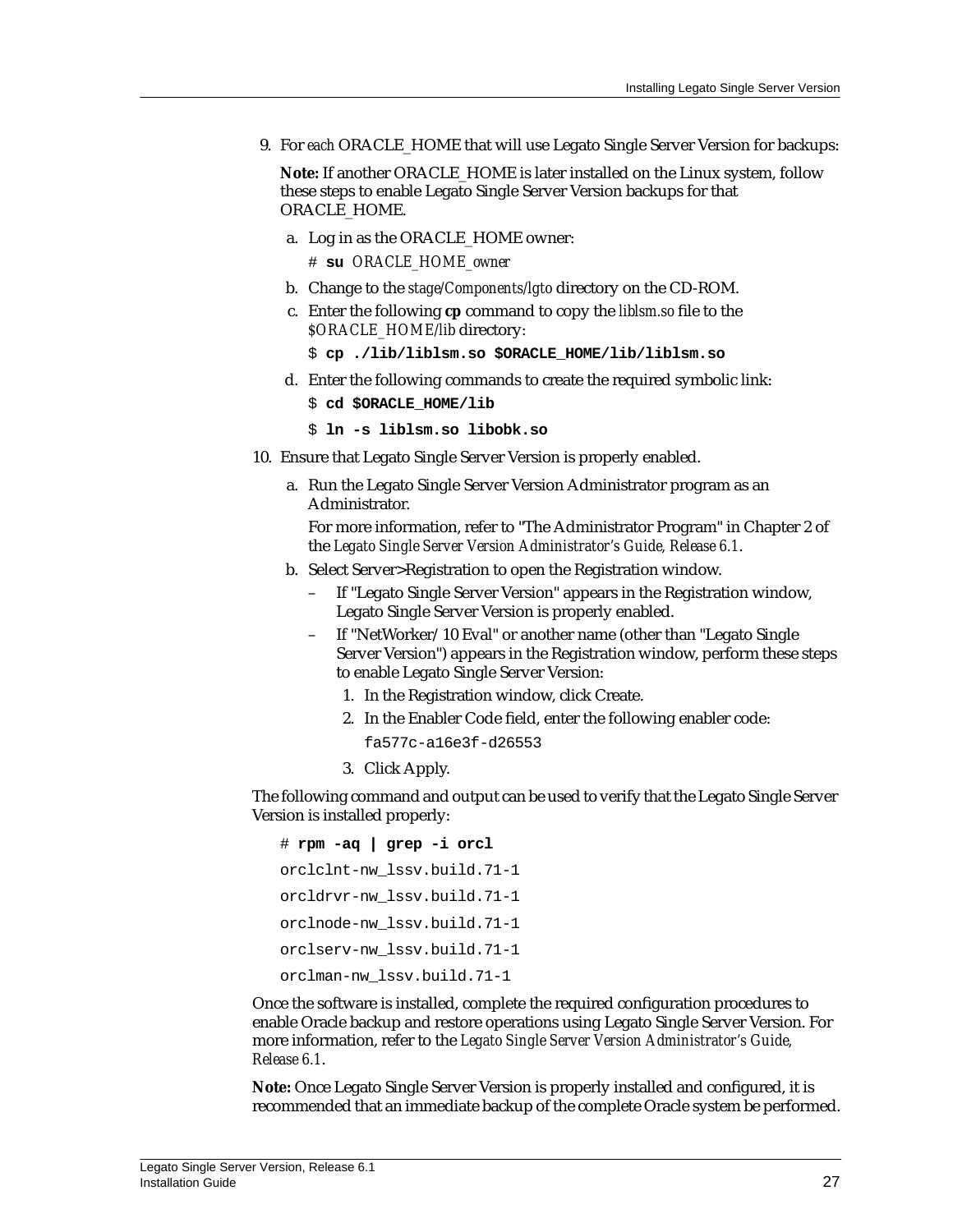9. For *each* ORACLE_HOME that will use Legato Single Server Version for backups:

   **Note:** If another ORACLE_HOME is later installed on the Linux system, follow these steps to enable Legato Single Server Version backups for that ORACLE_HOME.

   a. Log in as the ORACLE_HOME owner:

      \# **su** *ORACLE_HOME_owner*

   b. Change to the *stage/Components/lgto* directory on the CD-ROM.

   c. Enter the following **cp** command to copy the *liblsm.so* file to the *$ORACLE_HOME/lib* directory:

      ```
      $ cp ./lib/liblsm.so $ORACLE_HOME/lib/liblsm.so
      ```

   d. Enter the following commands to create the required symbolic link:

      ```
      $ cd $ORACLE_HOME/lib
      $ ln -s liblsm.so libobk.so
      ```

10. Ensure that Legato Single Server Version is properly enabled.

    a. Run the Legato Single Server Version Administrator program as an Administrator.

       For more information, refer to "The Administrator Program" in Chapter 2 of the *Legato Single Server Version Administrator's Guide, Release 6.1*.

    b. Select Server>Registration to open the Registration window.

       – If "Legato Single Server Version" appears in the Registration window, Legato Single Server Version is properly enabled.

       – If "NetWorker/10 Eval" or another name (other than "Legato Single Server Version") appears in the Registration window, perform these steps to enable Legato Single Server Version:

         1. In the Registration window, click Create.
         2. In the Enabler Code field, enter the following enabler code:

            `fa577c-a16e3f-d26553`

         3. Click Apply.

The following command and output can be used to verify that the Legato Single Server Version is installed properly:

```
# rpm -aq | grep -i orcl
orclclnt-nw_lssv.build.71-1
orcldrvr-nw_lssv.build.71-1
orclnode-nw_lssv.build.71-1
orclserv-nw_lssv.build.71-1
orclman-nw_lssv.build.71-1
```

Once the software is installed, complete the required configuration procedures to enable Oracle backup and restore operations using Legato Single Server Version. For more information, refer to the *Legato Single Server Version Administrator's Guide, Release 6.1*.

**Note:** Once Legato Single Server Version is properly installed and configured, it is recommended that an immediate backup of the complete Oracle system be performed.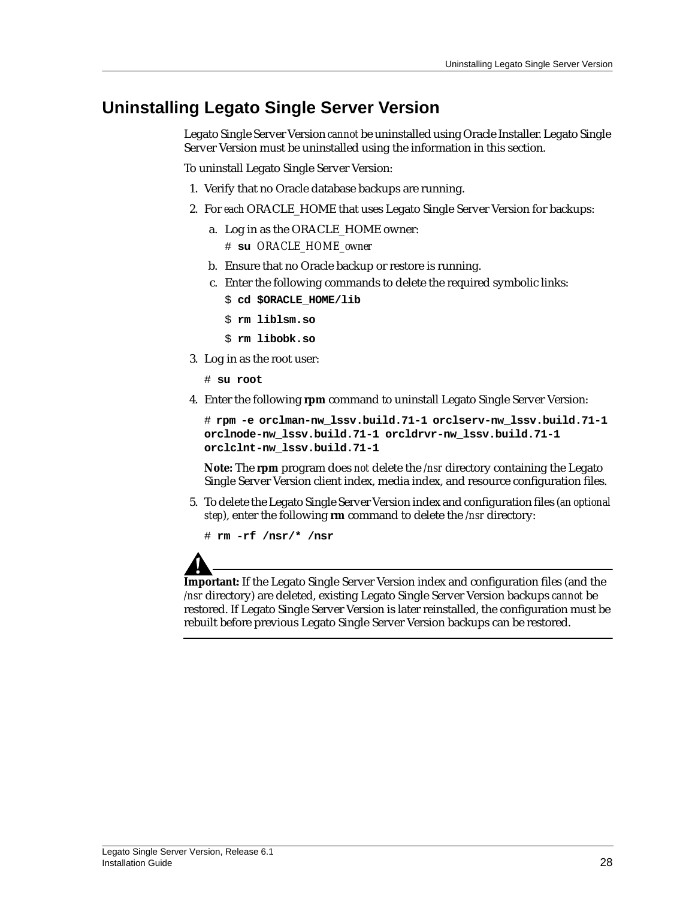# Uninstalling Legato Single Server Version

Legato Single Server Version *cannot* be uninstalled using Oracle Installer. Legato Single Server Version must be uninstalled using the information in this section.

To uninstall Legato Single Server Version:

1. Verify that no Oracle database backups are running.
2. For *each* ORACLE_HOME that uses Legato Single Server Version for backups:
   a. Log in as the ORACLE_HOME owner:

      ```
      # su ORACLE_HOME_owner
      ```

   b. Ensure that no Oracle backup or restore is running.
   c. Enter the following commands to delete the required symbolic links:

      ```
      $ cd $ORACLE_HOME/lib
      $ rm liblsm.so
      $ rm libobk.so
      ```

3. Log in as the root user:

   ```
   # su root
   ```

4. Enter the following **rpm** command to uninstall Legato Single Server Version:

   ```
   # rpm -e orclman-nw_lssv.build.71-1 orclserv-nw_lssv.build.71-1
   orclnode-nw_lssv.build.71-1 orcldrvr-nw_lssv.build.71-1
   orclclnt-nw_lssv.build.71-1
   ```

   **Note:** The **rpm** program does *not* delete the */nsr* directory containing the Legato Single Server Version client index, media index, and resource configuration files.

5. To delete the Legato Single Server Version index and configuration files (*an optional step*), enter the following **rm** command to delete the */nsr* directory:

   ```
   # rm -rf /nsr/* /nsr
   ```

**Important:** If the Legato Single Server Version index and configuration files (and the */nsr* directory) are deleted, existing Legato Single Server Version backups *cannot* be restored. If Legato Single Server Version is later reinstalled, the configuration must be rebuilt before previous Legato Single Server Version backups can be restored.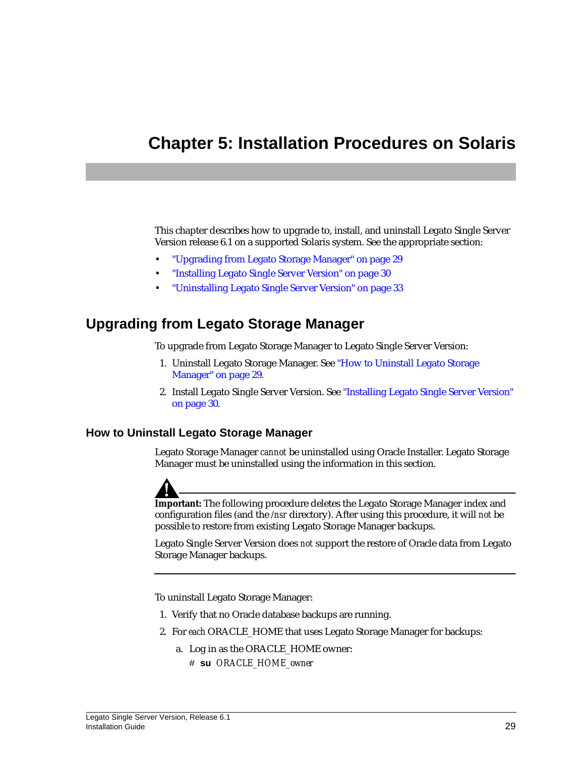# Chapter 5: Installation Procedures on Solaris

This chapter describes how to upgrade to, install, and uninstall Legato Single Server Version release 6.1 on a supported Solaris system. See the appropriate section:

- "Upgrading from Legato Storage Manager" on page 29
- "Installing Legato Single Server Version" on page 30
- "Uninstalling Legato Single Server Version" on page 33

## Upgrading from Legato Storage Manager

To upgrade from Legato Storage Manager to Legato Single Server Version:

1. Uninstall Legato Storage Manager. See "How to Uninstall Legato Storage Manager" on page 29.
2. Install Legato Single Server Version. See "Installing Legato Single Server Version" on page 30.

### How to Uninstall Legato Storage Manager

Legato Storage Manager *cannot* be uninstalled using Oracle Installer. Legato Storage Manager must be uninstalled using the information in this section.

---

**Important:** The following procedure deletes the Legato Storage Manager index and configuration files (and the */nsr* directory). After using this procedure, it will *not* be possible to restore from existing Legato Storage Manager backups.

Legato Single Server Version does *not* support the restore of Oracle data from Legato Storage Manager backups.

---

To uninstall Legato Storage Manager:

1. Verify that no Oracle database backups are running.
2. For *each* ORACLE_HOME that uses Legato Storage Manager for backups:

   a. Log in as the ORACLE_HOME owner:

      ```
      # su ORACLE_HOME_owner
      ```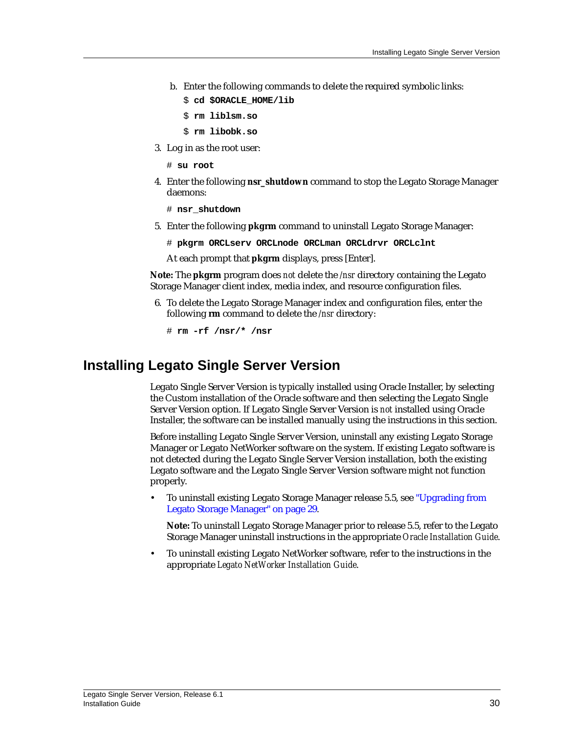b. Enter the following commands to delete the required symbolic links:

```
$ cd $ORACLE_HOME/lib
$ rm liblsm.so
$ rm libobk.so
```

3. Log in as the root user:

```
# su root
```

4. Enter the following **nsr_shutdown** command to stop the Legato Storage Manager daemons:

```
# nsr_shutdown
```

5. Enter the following **pkgrm** command to uninstall Legato Storage Manager:

```
# pkgrm ORCLserv ORCLnode ORCLman ORCLdrvr ORCLclnt
```

At each prompt that **pkgrm** displays, press [Enter].

**Note:** The **pkgrm** program does *not* delete the */nsr* directory containing the Legato Storage Manager client index, media index, and resource configuration files.

6. To delete the Legato Storage Manager index and configuration files, enter the following **rm** command to delete the */nsr* directory:

```
# rm -rf /nsr/* /nsr
```

## Installing Legato Single Server Version

Legato Single Server Version is typically installed using Oracle Installer, by selecting the Custom installation of the Oracle software and then selecting the Legato Single Server Version option. If Legato Single Server Version is *not* installed using Oracle Installer, the software can be installed manually using the instructions in this section.

Before installing Legato Single Server Version, uninstall any existing Legato Storage Manager or Legato NetWorker software on the system. If existing Legato software is not detected during the Legato Single Server Version installation, both the existing Legato software and the Legato Single Server Version software might not function properly.

- To uninstall existing Legato Storage Manager release 5.5, see "Upgrading from Legato Storage Manager" on page 29.

  **Note:** To uninstall Legato Storage Manager prior to release 5.5, refer to the Legato Storage Manager uninstall instructions in the appropriate *Oracle Installation Guide*.

- To uninstall existing Legato NetWorker software, refer to the instructions in the appropriate *Legato NetWorker Installation Guide*.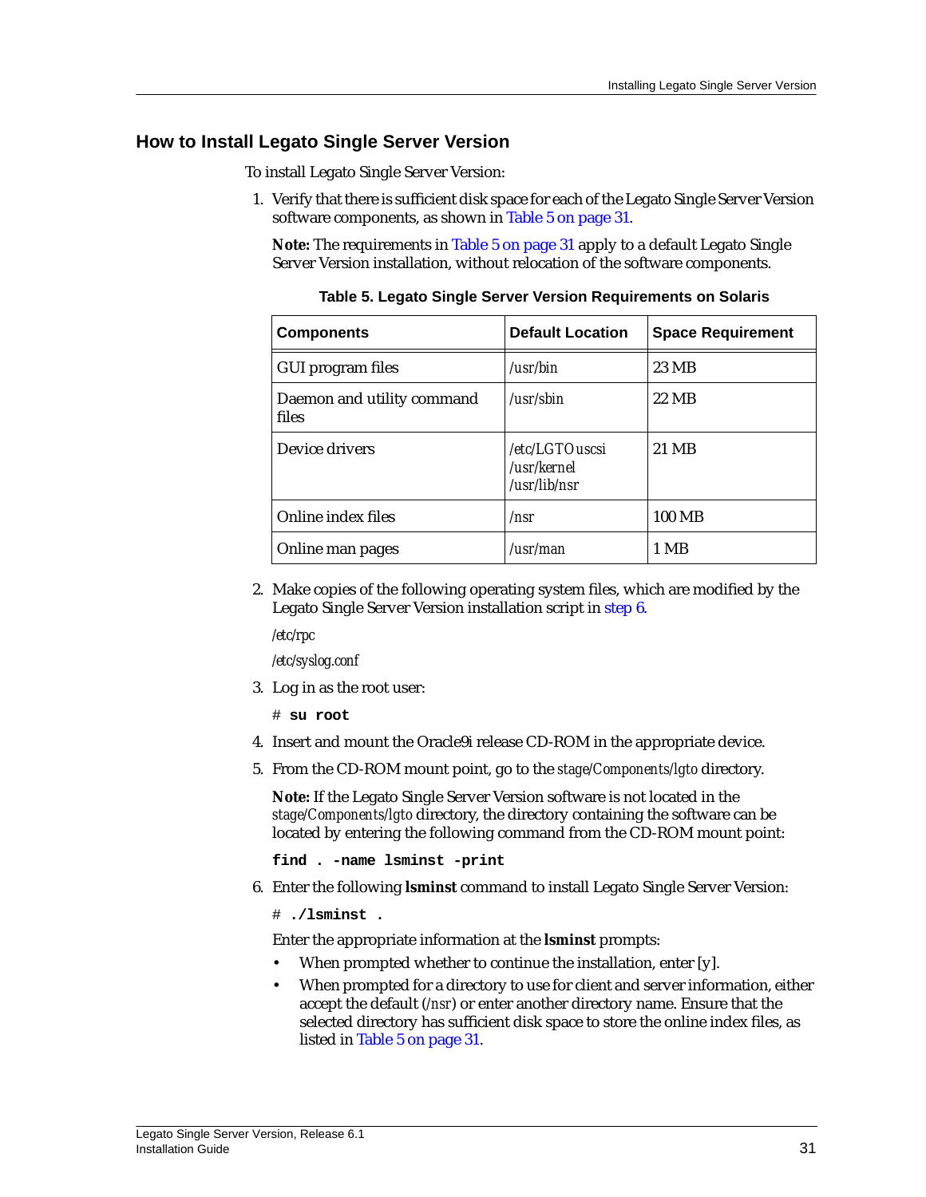## How to Install Legato Single Server Version

To install Legato Single Server Version:

1. Verify that there is sufficient disk space for each of the Legato Single Server Version software components, as shown in Table 5 on page 31.

   **Note:** The requirements in Table 5 on page 31 apply to a default Legato Single Server Version installation, without relocation of the software components.

   **Table 5. Legato Single Server Version Requirements on Solaris**

   | Components | Default Location | Space Requirement |
   |---|---|---|
   | GUI program files | */usr/bin* | 23 MB |
   | Daemon and utility command files | */usr/sbin* | 22 MB |
   | Device drivers | */etc/LGTOuscsi*<br>*/usr/kernel*<br>*/usr/lib/nsr* | 21 MB |
   | Online index files | */nsr* | 100 MB |
   | Online man pages | */usr/man* | 1 MB |

2. Make copies of the following operating system files, which are modified by the Legato Single Server Version installation script in step 6.

   */etc/rpc*

   */etc/syslog.conf*

3. Log in as the root user:

   ```
   # su root
   ```

4. Insert and mount the Oracle9i release CD-ROM in the appropriate device.

5. From the CD-ROM mount point, go to the *stage/Components/lgto* directory.

   **Note:** If the Legato Single Server Version software is not located in the *stage/Components/lgto* directory, the directory containing the software can be located by entering the following command from the CD-ROM mount point:

   ```
   find . -name lsminst -print
   ```

6. Enter the following **lsminst** command to install Legato Single Server Version:

   ```
   # ./lsminst .
   ```

   Enter the appropriate information at the **lsminst** prompts:

   - When prompted whether to continue the installation, enter [y].
   - When prompted for a directory to use for client and server information, either accept the default (*/nsr*) or enter another directory name. Ensure that the selected directory has sufficient disk space to store the online index files, as listed in Table 5 on page 31.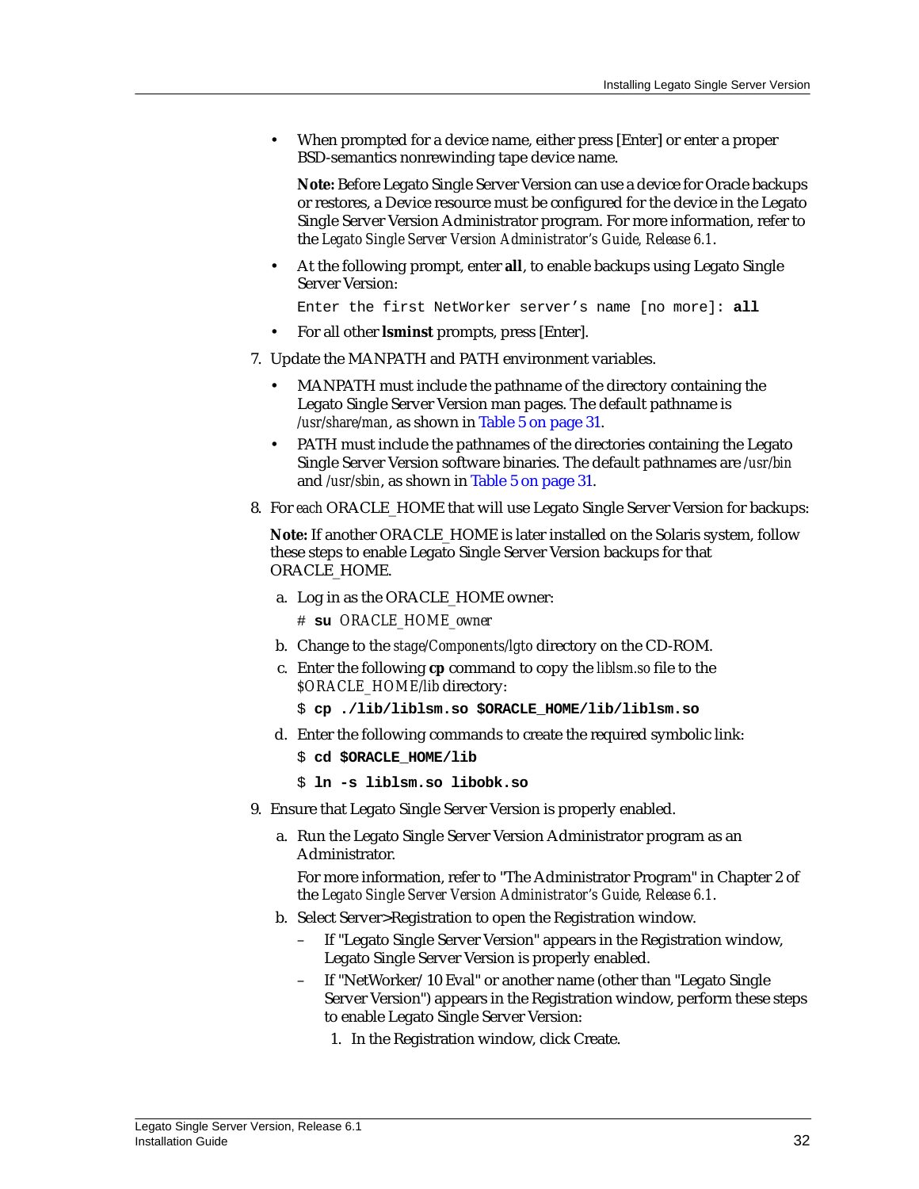- When prompted for a device name, either press [Enter] or enter a proper BSD-semantics nonrewinding tape device name.

  **Note:** Before Legato Single Server Version can use a device for Oracle backups or restores, a Device resource must be configured for the device in the Legato Single Server Version Administrator program. For more information, refer to the *Legato Single Server Version Administrator's Guide, Release 6.1*.

- At the following prompt, enter **all**, to enable backups using Legato Single Server Version:

  ```
  Enter the first NetWorker server's name [no more]: all
  ```

- For all other **lsminst** prompts, press [Enter].

7. Update the MANPATH and PATH environment variables.

   - MANPATH must include the pathname of the directory containing the Legato Single Server Version man pages. The default pathname is */usr/share/man*, as shown in Table 5 on page 31.
   - PATH must include the pathnames of the directories containing the Legato Single Server Version software binaries. The default pathnames are */usr/bin* and */usr/sbin*, as shown in Table 5 on page 31.

8. For *each* ORACLE_HOME that will use Legato Single Server Version for backups:

   **Note:** If another ORACLE_HOME is later installed on the Solaris system, follow these steps to enable Legato Single Server Version backups for that ORACLE_HOME.

   a. Log in as the ORACLE_HOME owner:

      ```
      # su ORACLE_HOME_owner
      ```

   b. Change to the *stage/Components/lgto* directory on the CD-ROM.

   c. Enter the following **cp** command to copy the *liblsm.so* file to the *$ORACLE_HOME/lib* directory:

      ```
      $ cp ./lib/liblsm.so $ORACLE_HOME/lib/liblsm.so
      ```

   d. Enter the following commands to create the required symbolic link:

      ```
      $ cd $ORACLE_HOME/lib
      $ ln -s liblsm.so libobk.so
      ```

9. Ensure that Legato Single Server Version is properly enabled.

   a. Run the Legato Single Server Version Administrator program as an Administrator.

      For more information, refer to "The Administrator Program" in Chapter 2 of the *Legato Single Server Version Administrator's Guide, Release 6.1*.

   b. Select Server>Registration to open the Registration window.

      – If "Legato Single Server Version" appears in the Registration window, Legato Single Server Version is properly enabled.

      – If "NetWorker/10 Eval" or another name (other than "Legato Single Server Version") appears in the Registration window, perform these steps to enable Legato Single Server Version:

        1. In the Registration window, click Create.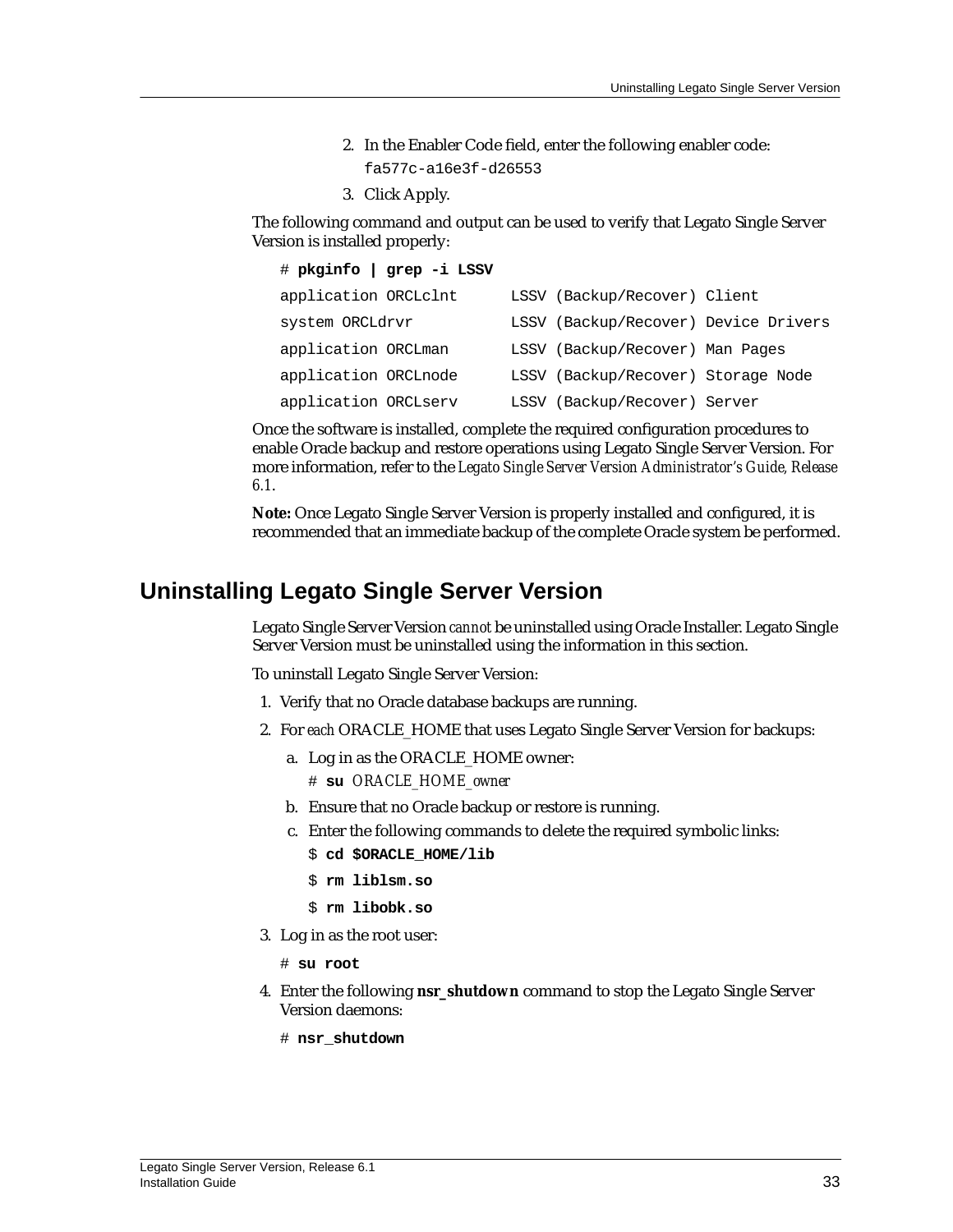2. In the Enabler Code field, enter the following enabler code:

   `fa577c-a16e3f-d26553`

3. Click Apply.

The following command and output can be used to verify that Legato Single Server Version is installed properly:

```
# pkginfo | grep -i LSSV
application ORCLclnt      LSSV (Backup/Recover) Client
system ORCLdrvr           LSSV (Backup/Recover) Device Drivers
application ORCLman       LSSV (Backup/Recover) Man Pages
application ORCLnode      LSSV (Backup/Recover) Storage Node
application ORCLserv      LSSV (Backup/Recover) Server
```

Once the software is installed, complete the required configuration procedures to enable Oracle backup and restore operations using Legato Single Server Version. For more information, refer to the *Legato Single Server Version Administrator's Guide, Release 6.1*.

**Note:** Once Legato Single Server Version is properly installed and configured, it is recommended that an immediate backup of the complete Oracle system be performed.

## Uninstalling Legato Single Server Version

Legato Single Server Version *cannot* be uninstalled using Oracle Installer. Legato Single Server Version must be uninstalled using the information in this section.

To uninstall Legato Single Server Version:

1. Verify that no Oracle database backups are running.
2. For *each* ORACLE_HOME that uses Legato Single Server Version for backups:
   a. Log in as the ORACLE_HOME owner:

      # **su** *ORACLE_HOME_owner*

   b. Ensure that no Oracle backup or restore is running.
   c. Enter the following commands to delete the required symbolic links:

      ```
      $ cd $ORACLE_HOME/lib
      $ rm liblsm.so
      $ rm libobk.so
      ```

3. Log in as the root user:

   ```
   # su root
   ```

4. Enter the following **nsr_shutdown** command to stop the Legato Single Server Version daemons:

   ```
   # nsr_shutdown
   ```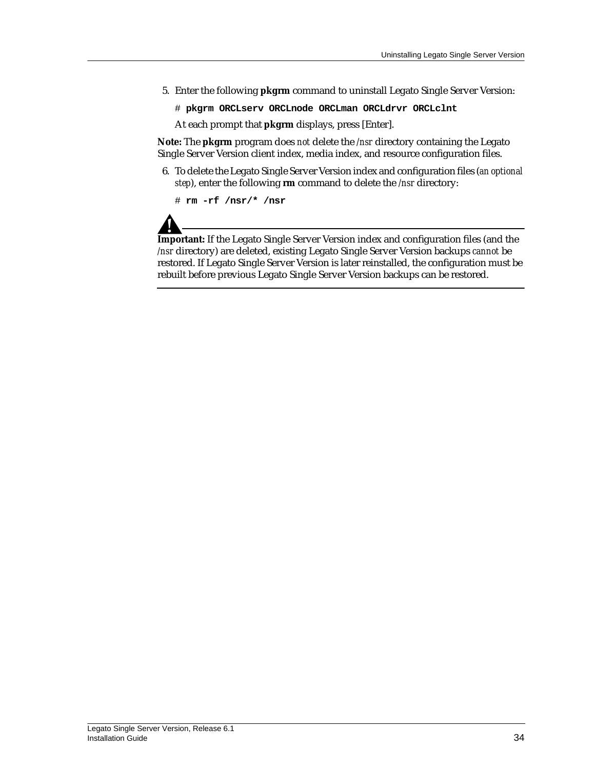5. Enter the following **pkgrm** command to uninstall Legato Single Server Version:

   ```
   # pkgrm ORCLserv ORCLnode ORCLman ORCLdrvr ORCLclnt
   ```

   At each prompt that **pkgrm** displays, press [Enter].

**Note:** The **pkgrm** program does *not* delete the */nsr* directory containing the Legato Single Server Version client index, media index, and resource configuration files.

6. To delete the Legato Single Server Version index and configuration files (*an optional step*), enter the following **rm** command to delete the */nsr* directory:

   ```
   # rm -rf /nsr/* /nsr
   ```

**Important:** If the Legato Single Server Version index and configuration files (and the */nsr* directory) are deleted, existing Legato Single Server Version backups *cannot* be restored. If Legato Single Server Version is later reinstalled, the configuration must be rebuilt before previous Legato Single Server Version backups can be restored.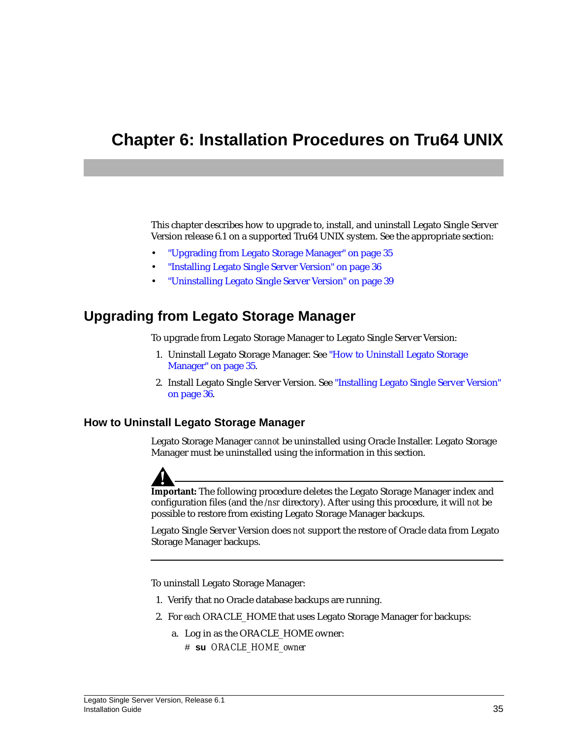# Chapter 6: Installation Procedures on Tru64 UNIX

This chapter describes how to upgrade to, install, and uninstall Legato Single Server Version release 6.1 on a supported Tru64 UNIX system. See the appropriate section:

- "Upgrading from Legato Storage Manager" on page 35
- "Installing Legato Single Server Version" on page 36
- "Uninstalling Legato Single Server Version" on page 39

## Upgrading from Legato Storage Manager

To upgrade from Legato Storage Manager to Legato Single Server Version:

1. Uninstall Legato Storage Manager. See "How to Uninstall Legato Storage Manager" on page 35.
2. Install Legato Single Server Version. See "Installing Legato Single Server Version" on page 36.

### How to Uninstall Legato Storage Manager

Legato Storage Manager *cannot* be uninstalled using Oracle Installer. Legato Storage Manager must be uninstalled using the information in this section.

**Important:** The following procedure deletes the Legato Storage Manager index and configuration files (and the */nsr* directory). After using this procedure, it will *not* be possible to restore from existing Legato Storage Manager backups.

Legato Single Server Version does *not* support the restore of Oracle data from Legato Storage Manager backups.

---

To uninstall Legato Storage Manager:

1. Verify that no Oracle database backups are running.
2. For *each* ORACLE_HOME that uses Legato Storage Manager for backups:
   a. Log in as the ORACLE_HOME owner:

      # **su** *ORACLE_HOME_owner*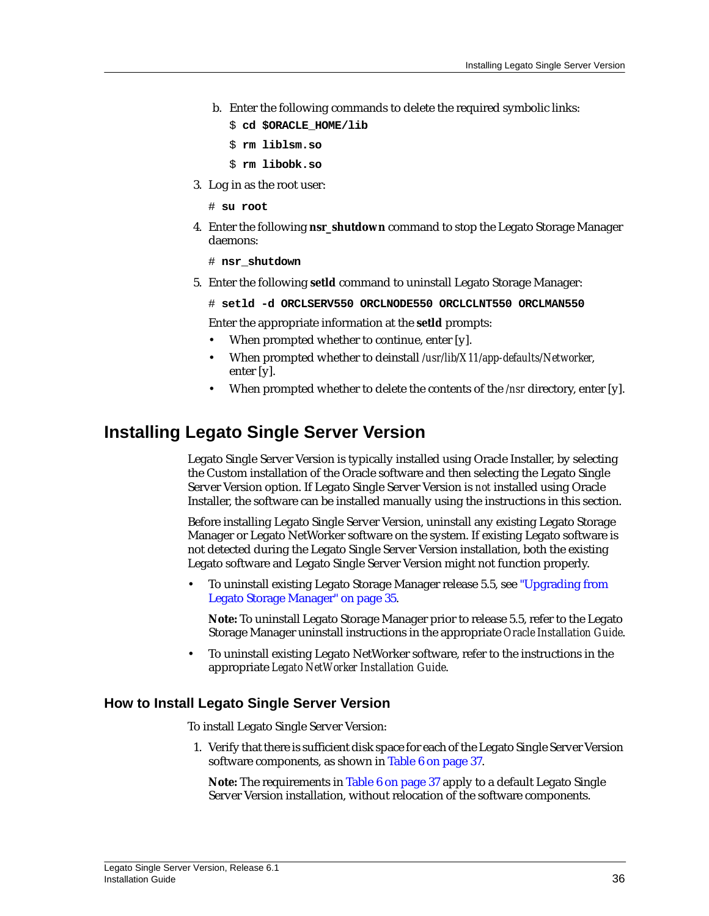b. Enter the following commands to delete the required symbolic links:

```
$ cd $ORACLE_HOME/lib
$ rm liblsm.so
$ rm libobk.so
```

3. Log in as the root user:

```
# su root
```

4. Enter the following **nsr_shutdown** command to stop the Legato Storage Manager daemons:

```
# nsr_shutdown
```

5. Enter the following **setld** command to uninstall Legato Storage Manager:

```
# setld -d ORCLSERV550 ORCLNODE550 ORCLCLNT550 ORCLMAN550
```

   Enter the appropriate information at the **setld** prompts:

   - When prompted whether to continue, enter [y].
   - When prompted whether to deinstall */usr/lib/X11/app-defaults/Networker*, enter [y].
   - When prompted whether to delete the contents of the */nsr* directory, enter [y].

# Installing Legato Single Server Version

Legato Single Server Version is typically installed using Oracle Installer, by selecting the Custom installation of the Oracle software and then selecting the Legato Single Server Version option. If Legato Single Server Version is *not* installed using Oracle Installer, the software can be installed manually using the instructions in this section.

Before installing Legato Single Server Version, uninstall any existing Legato Storage Manager or Legato NetWorker software on the system. If existing Legato software is not detected during the Legato Single Server Version installation, both the existing Legato software and Legato Single Server Version might not function properly.

- To uninstall existing Legato Storage Manager release 5.5, see "Upgrading from Legato Storage Manager" on page 35.

  **Note:** To uninstall Legato Storage Manager prior to release 5.5, refer to the Legato Storage Manager uninstall instructions in the appropriate *Oracle Installation Guide*.

- To uninstall existing Legato NetWorker software, refer to the instructions in the appropriate *Legato NetWorker Installation Guide*.

## How to Install Legato Single Server Version

To install Legato Single Server Version:

1. Verify that there is sufficient disk space for each of the Legato Single Server Version software components, as shown in Table 6 on page 37.

   **Note:** The requirements in Table 6 on page 37 apply to a default Legato Single Server Version installation, without relocation of the software components.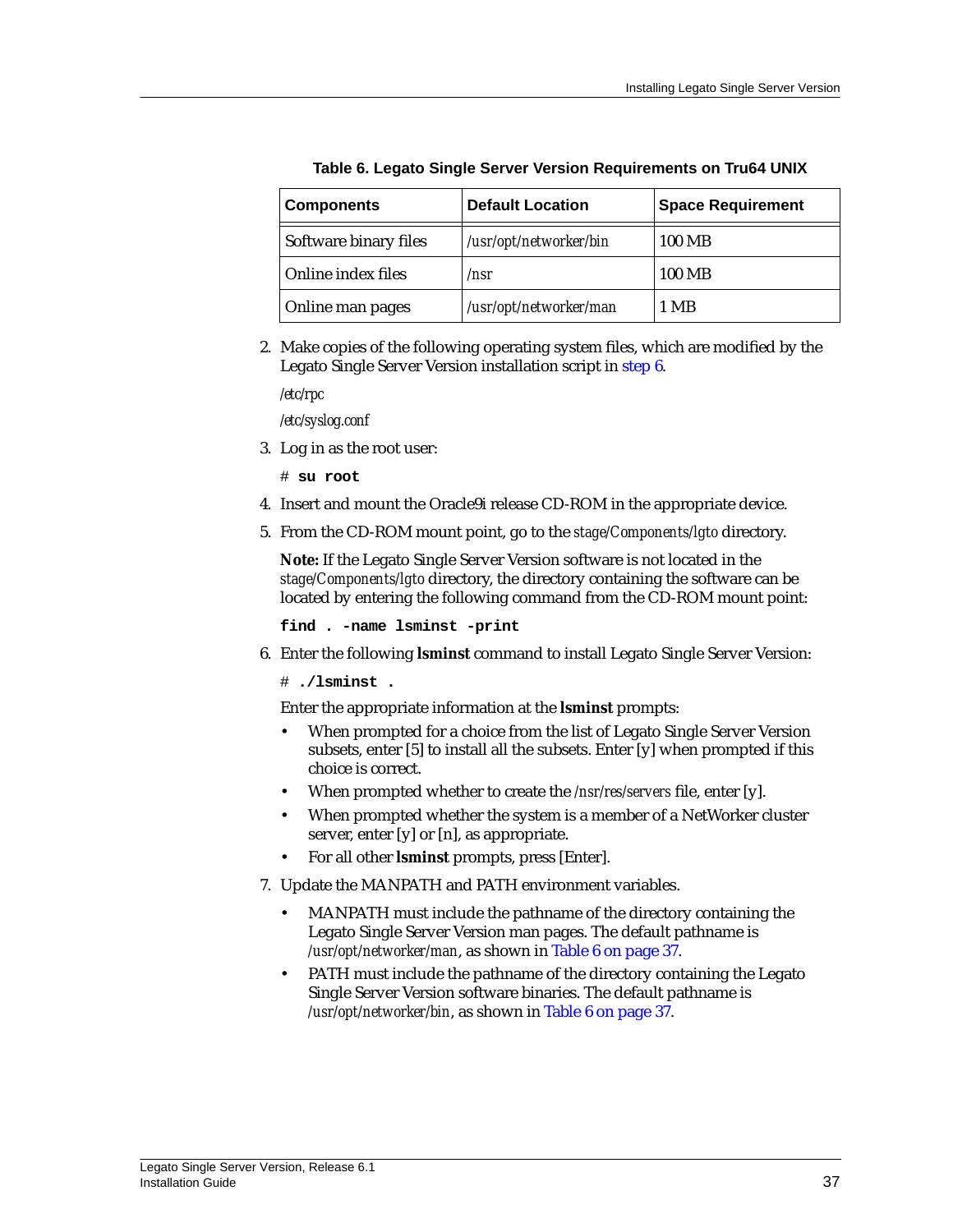**Table 6. Legato Single Server Version Requirements on Tru64 UNIX**

| Components | Default Location | Space Requirement |
|---|---|---|
| Software binary files | */usr/opt/networker/bin* | 100 MB |
| Online index files | */nsr* | 100 MB |
| Online man pages | */usr/opt/networker/man* | 1 MB |

2. Make copies of the following operating system files, which are modified by the Legato Single Server Version installation script in step 6.

   */etc/rpc*

   */etc/syslog.conf*

3. Log in as the root user:

   ```
   # su root
   ```

4. Insert and mount the Oracle9i release CD-ROM in the appropriate device.
5. From the CD-ROM mount point, go to the *stage/Components/lgto* directory.

   **Note:** If the Legato Single Server Version software is not located in the *stage/Components/lgto* directory, the directory containing the software can be located by entering the following command from the CD-ROM mount point:

   ```
   find . -name lsminst -print
   ```

6. Enter the following **lsminst** command to install Legato Single Server Version:

   ```
   # ./lsminst .
   ```

   Enter the appropriate information at the **lsminst** prompts:

   - When prompted for a choice from the list of Legato Single Server Version subsets, enter [5] to install all the subsets. Enter [y] when prompted if this choice is correct.
   - When prompted whether to create the */nsr/res/servers* file, enter [y].
   - When prompted whether the system is a member of a NetWorker cluster server, enter [y] or [n], as appropriate.
   - For all other **lsminst** prompts, press [Enter].

7. Update the MANPATH and PATH environment variables.

   - MANPATH must include the pathname of the directory containing the Legato Single Server Version man pages. The default pathname is */usr/opt/networker/man*, as shown in Table 6 on page 37.
   - PATH must include the pathname of the directory containing the Legato Single Server Version software binaries. The default pathname is */usr/opt/networker/bin*, as shown in Table 6 on page 37.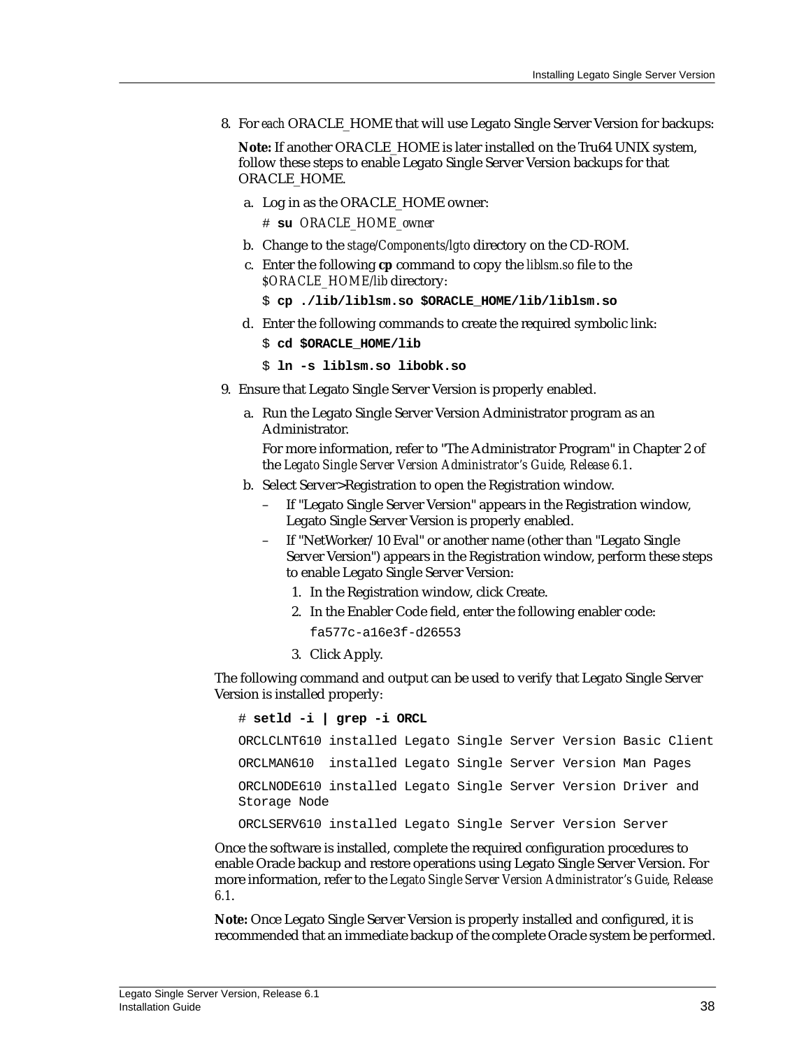8. For *each* ORACLE_HOME that will use Legato Single Server Version for backups:

   **Note:** If another ORACLE_HOME is later installed on the Tru64 UNIX system, follow these steps to enable Legato Single Server Version backups for that ORACLE_HOME.

   a. Log in as the ORACLE_HOME owner:

      ```
      # su ORACLE_HOME_owner
      ```

   b. Change to the *stage/Components/lgto* directory on the CD-ROM.

   c. Enter the following **cp** command to copy the *liblsm.so* file to the *$ORACLE_HOME/lib* directory:

      ```
      $ cp ./lib/liblsm.so $ORACLE_HOME/lib/liblsm.so
      ```

   d. Enter the following commands to create the required symbolic link:

      ```
      $ cd $ORACLE_HOME/lib
      $ ln -s liblsm.so libobk.so
      ```

9. Ensure that Legato Single Server Version is properly enabled.

   a. Run the Legato Single Server Version Administrator program as an Administrator.

      For more information, refer to "The Administrator Program" in Chapter 2 of the *Legato Single Server Version Administrator's Guide, Release 6.1*.

   b. Select Server>Registration to open the Registration window.

      – If "Legato Single Server Version" appears in the Registration window, Legato Single Server Version is properly enabled.

      – If "NetWorker/10 Eval" or another name (other than "Legato Single Server Version") appears in the Registration window, perform these steps to enable Legato Single Server Version:

        1. In the Registration window, click Create.
        2. In the Enabler Code field, enter the following enabler code:

           ```
           fa577c-a16e3f-d26553
           ```

        3. Click Apply.

The following command and output can be used to verify that Legato Single Server Version is installed properly:

```
# setld -i | grep -i ORCL
ORCLCLNT610 installed Legato Single Server Version Basic Client
ORCLMAN610  installed Legato Single Server Version Man Pages
ORCLNODE610 installed Legato Single Server Version Driver and
Storage Node
ORCLSERV610 installed Legato Single Server Version Server
```

Once the software is installed, complete the required configuration procedures to enable Oracle backup and restore operations using Legato Single Server Version. For more information, refer to the *Legato Single Server Version Administrator's Guide, Release 6.1*.

**Note:** Once Legato Single Server Version is properly installed and configured, it is recommended that an immediate backup of the complete Oracle system be performed.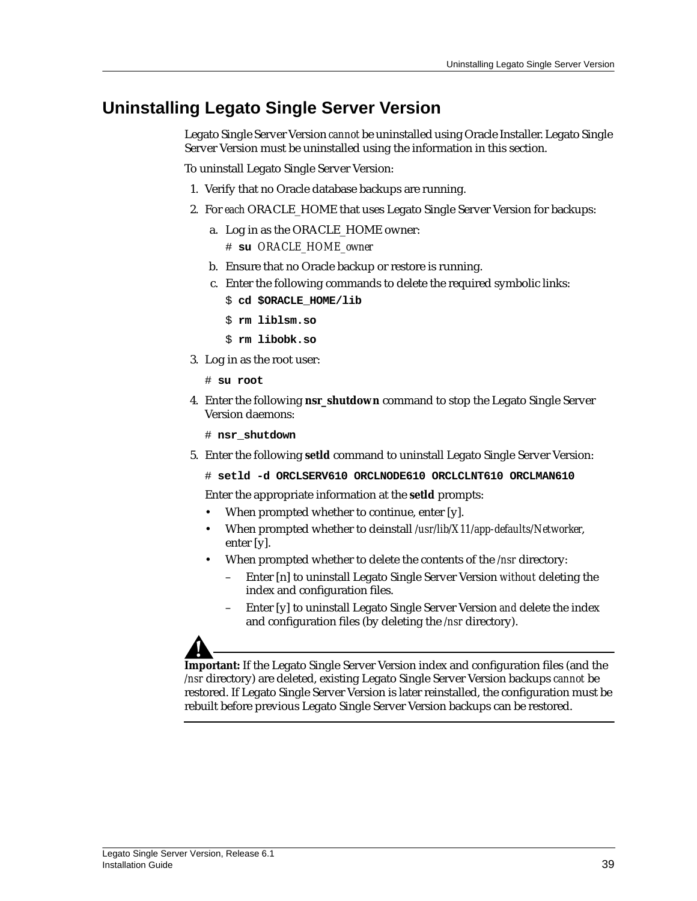## Uninstalling Legato Single Server Version

Legato Single Server Version *cannot* be uninstalled using Oracle Installer. Legato Single Server Version must be uninstalled using the information in this section.

To uninstall Legato Single Server Version:

1. Verify that no Oracle database backups are running.
2. For *each* ORACLE_HOME that uses Legato Single Server Version for backups:
   a. Log in as the ORACLE_HOME owner:

      \# **su** *ORACLE_HOME_owner*

   b. Ensure that no Oracle backup or restore is running.
   c. Enter the following commands to delete the required symbolic links:

      $ **cd $ORACLE_HOME/lib**

      $ **rm liblsm.so**

      $ **rm libobk.so**

3. Log in as the root user:

   \# **su root**

4. Enter the following **nsr_shutdown** command to stop the Legato Single Server Version daemons:

   \# **nsr_shutdown**

5. Enter the following **setld** command to uninstall Legato Single Server Version:

   \# **setld -d ORCLSERV610 ORCLNODE610 ORCLCLNT610 ORCLMAN610**

   Enter the appropriate information at the **setld** prompts:

   - When prompted whether to continue, enter [y].
   - When prompted whether to deinstall */usr/lib/X11/app-defaults/Networker*, enter [y].
   - When prompted whether to delete the contents of the */nsr* directory:
     - Enter [n] to uninstall Legato Single Server Version *without* deleting the index and configuration files.
     - Enter [y] to uninstall Legato Single Server Version *and* delete the index and configuration files (by deleting the */nsr* directory).

**Important:** If the Legato Single Server Version index and configuration files (and the */nsr* directory) are deleted, existing Legato Single Server Version backups *cannot* be restored. If Legato Single Server Version is later reinstalled, the configuration must be rebuilt before previous Legato Single Server Version backups can be restored.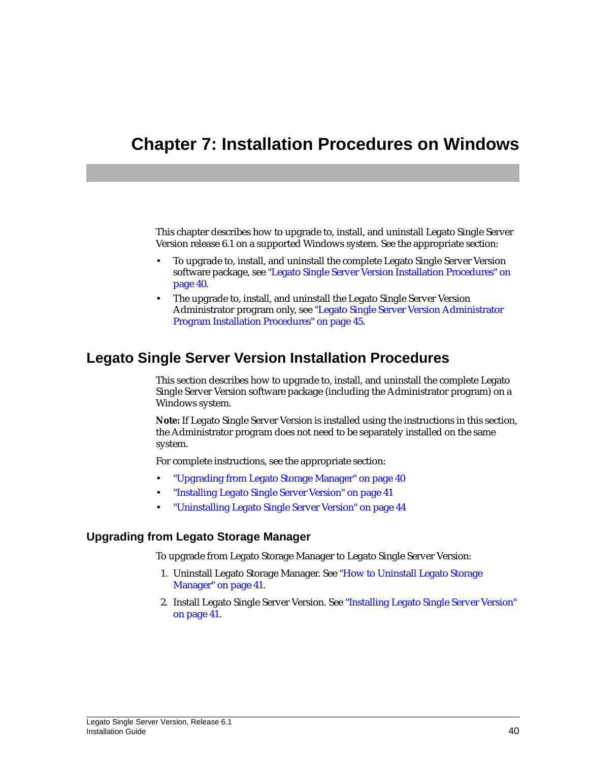# Chapter 7: Installation Procedures on Windows

This chapter describes how to upgrade to, install, and uninstall Legato Single Server Version release 6.1 on a supported Windows system. See the appropriate section:

- To upgrade to, install, and uninstall the complete Legato Single Server Version software package, see "Legato Single Server Version Installation Procedures" on page 40.
- The upgrade to, install, and uninstall the Legato Single Server Version Administrator program only, see "Legato Single Server Version Administrator Program Installation Procedures" on page 45.

## Legato Single Server Version Installation Procedures

This section describes how to upgrade to, install, and uninstall the complete Legato Single Server Version software package (including the Administrator program) on a Windows system.

**Note:** If Legato Single Server Version is installed using the instructions in this section, the Administrator program does not need to be separately installed on the same system.

For complete instructions, see the appropriate section:

- "Upgrading from Legato Storage Manager" on page 40
- "Installing Legato Single Server Version" on page 41
- "Uninstalling Legato Single Server Version" on page 44

### Upgrading from Legato Storage Manager

To upgrade from Legato Storage Manager to Legato Single Server Version:

1. Uninstall Legato Storage Manager. See "How to Uninstall Legato Storage Manager" on page 41.
2. Install Legato Single Server Version. See "Installing Legato Single Server Version" on page 41.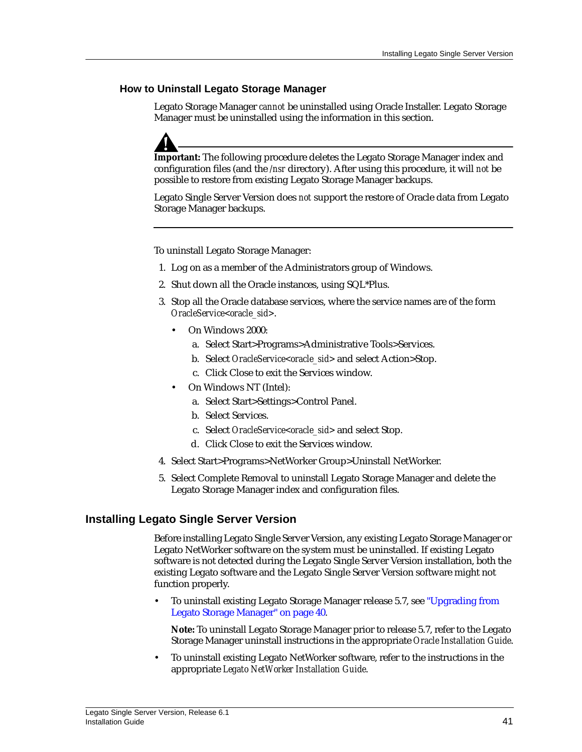### How to Uninstall Legato Storage Manager

Legato Storage Manager *cannot* be uninstalled using Oracle Installer. Legato Storage Manager must be uninstalled using the information in this section.

---

**Important:** The following procedure deletes the Legato Storage Manager index and configuration files (and the */nsr* directory). After using this procedure, it will *not* be possible to restore from existing Legato Storage Manager backups.

Legato Single Server Version does *not* support the restore of Oracle data from Legato Storage Manager backups.

---

To uninstall Legato Storage Manager:

1. Log on as a member of the Administrators group of Windows.
2. Shut down all the Oracle instances, using SQL*Plus.
3. Stop all the Oracle database services, where the service names are of the form *OracleService*<*oracle_sid*>.
   - On Windows 2000:
     a. Select Start>Programs>Administrative Tools>Services.
     b. Select *OracleService*<*oracle_sid*> and select Action>Stop.
     c. Click Close to exit the Services window.
   - On Windows NT (Intel):
     a. Select Start>Settings>Control Panel.
     b. Select Services.
     c. Select *OracleService*<*oracle_sid*> and select Stop.
     d. Click Close to exit the Services window.
4. Select Start>Programs>NetWorker Group>Uninstall NetWorker.
5. Select Complete Removal to uninstall Legato Storage Manager and delete the Legato Storage Manager index and configuration files.

## Installing Legato Single Server Version

Before installing Legato Single Server Version, any existing Legato Storage Manager or Legato NetWorker software on the system must be uninstalled. If existing Legato software is not detected during the Legato Single Server Version installation, both the existing Legato software and the Legato Single Server Version software might not function properly.

- To uninstall existing Legato Storage Manager release 5.7, see "Upgrading from Legato Storage Manager" on page 40.

  **Note:** To uninstall Legato Storage Manager prior to release 5.7, refer to the Legato Storage Manager uninstall instructions in the appropriate *Oracle Installation Guide*.

- To uninstall existing Legato NetWorker software, refer to the instructions in the appropriate *Legato NetWorker Installation Guide*.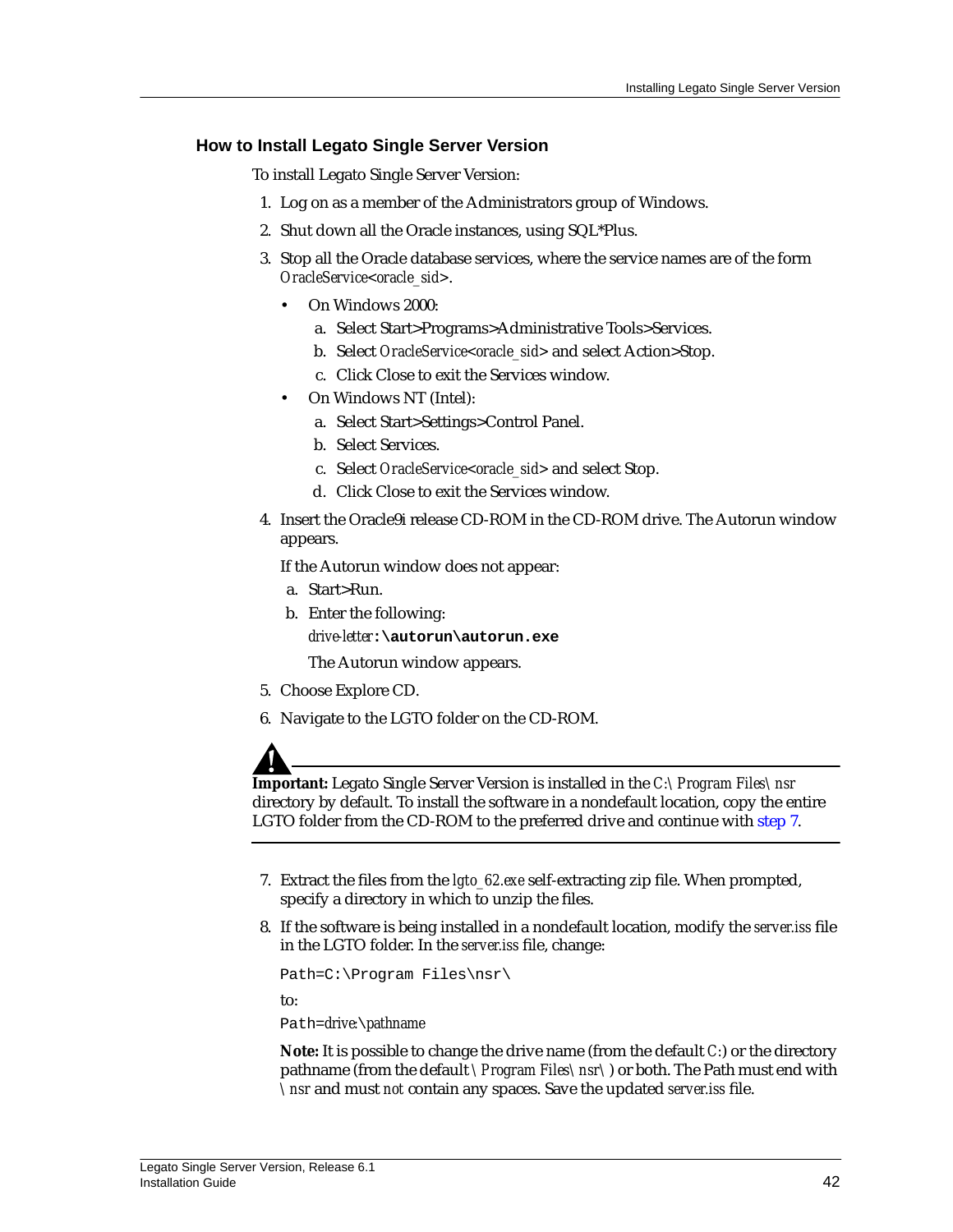### How to Install Legato Single Server Version

To install Legato Single Server Version:

1. Log on as a member of the Administrators group of Windows.
2. Shut down all the Oracle instances, using SQL*Plus.
3. Stop all the Oracle database services, where the service names are of the form *OracleService*<*oracle_sid*>.
   - On Windows 2000:
     a. Select Start>Programs>Administrative Tools>Services.
     b. Select *OracleService*<*oracle_sid*> and select Action>Stop.
     c. Click Close to exit the Services window.
   - On Windows NT (Intel):
     a. Select Start>Settings>Control Panel.
     b. Select Services.
     c. Select *OracleService*<*oracle_sid*> and select Stop.
     d. Click Close to exit the Services window.
4. Insert the Oracle9i release CD-ROM in the CD-ROM drive. The Autorun window appears.

   If the Autorun window does not appear:

   a. Start>Run.
   b. Enter the following:

      *drive-letter*`:\autorun\autorun.exe`

      The Autorun window appears.
5. Choose Explore CD.
6. Navigate to the LGTO folder on the CD-ROM.

---

**Important:** Legato Single Server Version is installed in the *C:\Program Files\nsr* directory by default. To install the software in a nondefault location, copy the entire LGTO folder from the CD-ROM to the preferred drive and continue with step 7.

---

7. Extract the files from the *lgto_62.exe* self-extracting zip file. When prompted, specify a directory in which to unzip the files.
8. If the software is being installed in a nondefault location, modify the *server.iss* file in the LGTO folder. In the *server.iss* file, change:

   ```
   Path=C:\Program Files\nsr\
   ```

   to:

   `Path=`*drive:\pathname*

   **Note:** It is possible to change the drive name (from the default *C:*) or the directory pathname (from the default *\Program Files\nsr\*) or both. The Path must end with *\nsr* and must *not* contain any spaces. Save the updated *server.iss* file.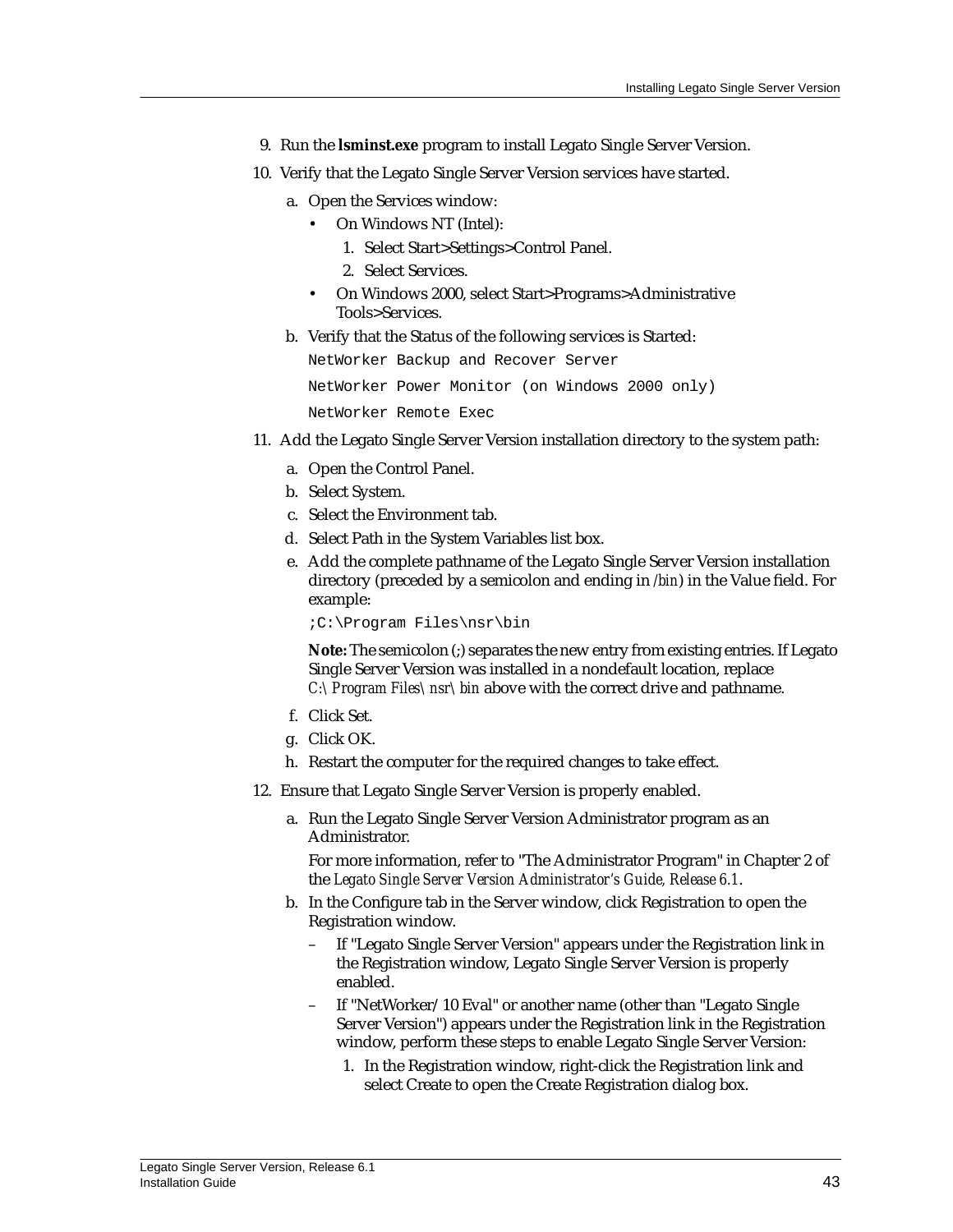9. Run the **lsminst.exe** program to install Legato Single Server Version.
10. Verify that the Legato Single Server Version services have started.
    a. Open the Services window:
       - On Windows NT (Intel):
         1. Select Start>Settings>Control Panel.
         2. Select Services.
       - On Windows 2000, select Start>Programs>Administrative Tools>Services.

    b. Verify that the Status of the following services is Started:

       ```
       NetWorker Backup and Recover Server
       NetWorker Power Monitor (on Windows 2000 only)
       NetWorker Remote Exec
       ```
11. Add the Legato Single Server Version installation directory to the system path:
    a. Open the Control Panel.
    b. Select System.
    c. Select the Environment tab.
    d. Select Path in the System Variables list box.
    e. Add the complete pathname of the Legato Single Server Version installation directory (preceded by a semicolon and ending in */bin*) in the Value field. For example:

       ```
       ;C:\Program Files\nsr\bin
       ```

       **Note:** The semicolon (;) separates the new entry from existing entries. If Legato Single Server Version was installed in a nondefault location, replace *C:\Program Files\nsr\bin* above with the correct drive and pathname.

    f. Click Set.
    g. Click OK.
    h. Restart the computer for the required changes to take effect.
12. Ensure that Legato Single Server Version is properly enabled.
    a. Run the Legato Single Server Version Administrator program as an Administrator.

       For more information, refer to "The Administrator Program" in Chapter 2 of the *Legato Single Server Version Administrator's Guide, Release 6.1*.

    b. In the Configure tab in the Server window, click Registration to open the Registration window.
       – If "Legato Single Server Version" appears under the Registration link in the Registration window, Legato Single Server Version is properly enabled.
       – If "NetWorker/10 Eval" or another name (other than "Legato Single Server Version") appears under the Registration link in the Registration window, perform these steps to enable Legato Single Server Version:
         1. In the Registration window, right-click the Registration link and select Create to open the Create Registration dialog box.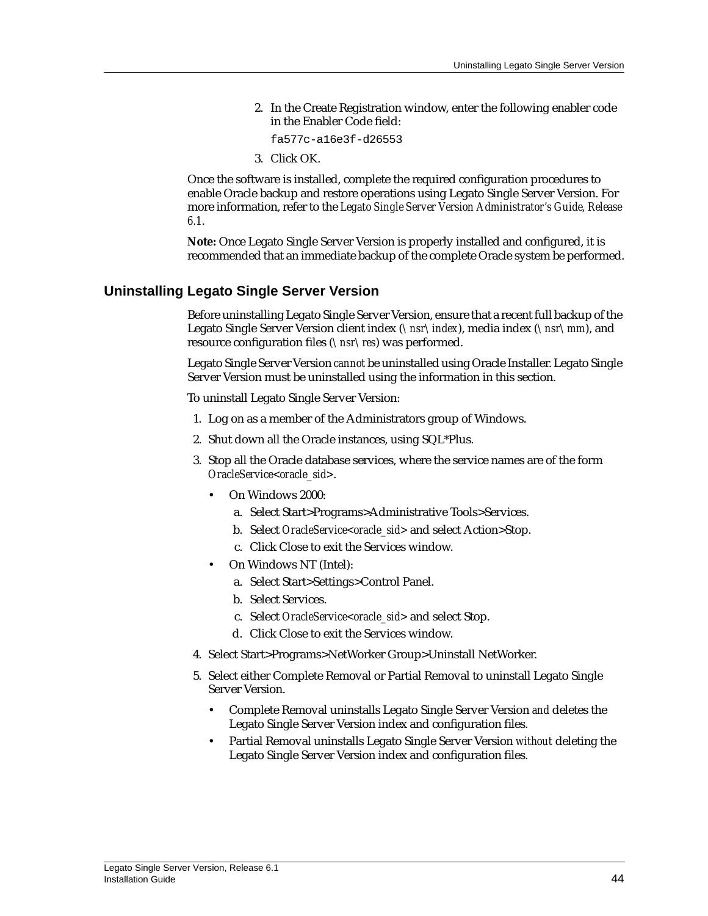2. In the Create Registration window, enter the following enabler code in the Enabler Code field:

   ```
   fa577c-a16e3f-d26553
   ```

3. Click OK.

Once the software is installed, complete the required configuration procedures to enable Oracle backup and restore operations using Legato Single Server Version. For more information, refer to the *Legato Single Server Version Administrator's Guide, Release 6.1*.

**Note:** Once Legato Single Server Version is properly installed and configured, it is recommended that an immediate backup of the complete Oracle system be performed.

## Uninstalling Legato Single Server Version

Before uninstalling Legato Single Server Version, ensure that a recent full backup of the Legato Single Server Version client index (*\nsr\index*), media index (*\nsr\mm*), and resource configuration files (*\nsr\res*) was performed.

Legato Single Server Version *cannot* be uninstalled using Oracle Installer. Legato Single Server Version must be uninstalled using the information in this section.

To uninstall Legato Single Server Version:

1. Log on as a member of the Administrators group of Windows.
2. Shut down all the Oracle instances, using SQL*Plus.
3. Stop all the Oracle database services, where the service names are of the form *OracleService<oracle_sid>*.
   - On Windows 2000:
     a. Select Start>Programs>Administrative Tools>Services.
     b. Select *OracleService<oracle_sid>* and select Action>Stop.
     c. Click Close to exit the Services window.
   - On Windows NT (Intel):
     a. Select Start>Settings>Control Panel.
     b. Select Services.
     c. Select *OracleService<oracle_sid>* and select Stop.
     d. Click Close to exit the Services window.
4. Select Start>Programs>NetWorker Group>Uninstall NetWorker.
5. Select either Complete Removal or Partial Removal to uninstall Legato Single Server Version.
   - Complete Removal uninstalls Legato Single Server Version *and* deletes the Legato Single Server Version index and configuration files.
   - Partial Removal uninstalls Legato Single Server Version *without* deleting the Legato Single Server Version index and configuration files.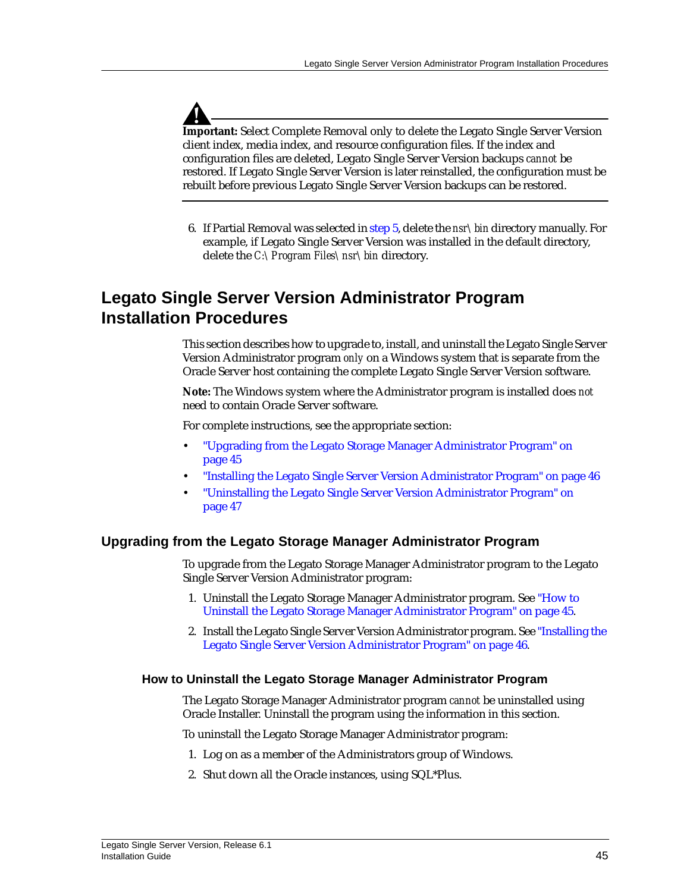**Important:** Select Complete Removal only to delete the Legato Single Server Version client index, media index, and resource configuration files. If the index and configuration files are deleted, Legato Single Server Version backups *cannot* be restored. If Legato Single Server Version is later reinstalled, the configuration must be rebuilt before previous Legato Single Server Version backups can be restored.

6. If Partial Removal was selected in step 5, delete the *nsr\bin* directory manually. For example, if Legato Single Server Version was installed in the default directory, delete the *C:\Program Files\nsr\bin* directory.

# Legato Single Server Version Administrator Program Installation Procedures

This section describes how to upgrade to, install, and uninstall the Legato Single Server Version Administrator program *only* on a Windows system that is separate from the Oracle Server host containing the complete Legato Single Server Version software.

**Note:** The Windows system where the Administrator program is installed does *not* need to contain Oracle Server software.

For complete instructions, see the appropriate section:

- "Upgrading from the Legato Storage Manager Administrator Program" on page 45
- "Installing the Legato Single Server Version Administrator Program" on page 46
- "Uninstalling the Legato Single Server Version Administrator Program" on page 47

## Upgrading from the Legato Storage Manager Administrator Program

To upgrade from the Legato Storage Manager Administrator program to the Legato Single Server Version Administrator program:

1. Uninstall the Legato Storage Manager Administrator program. See "How to Uninstall the Legato Storage Manager Administrator Program" on page 45.
2. Install the Legato Single Server Version Administrator program. See "Installing the Legato Single Server Version Administrator Program" on page 46.

### How to Uninstall the Legato Storage Manager Administrator Program

The Legato Storage Manager Administrator program *cannot* be uninstalled using Oracle Installer. Uninstall the program using the information in this section.

To uninstall the Legato Storage Manager Administrator program:

1. Log on as a member of the Administrators group of Windows.
2. Shut down all the Oracle instances, using SQL*Plus.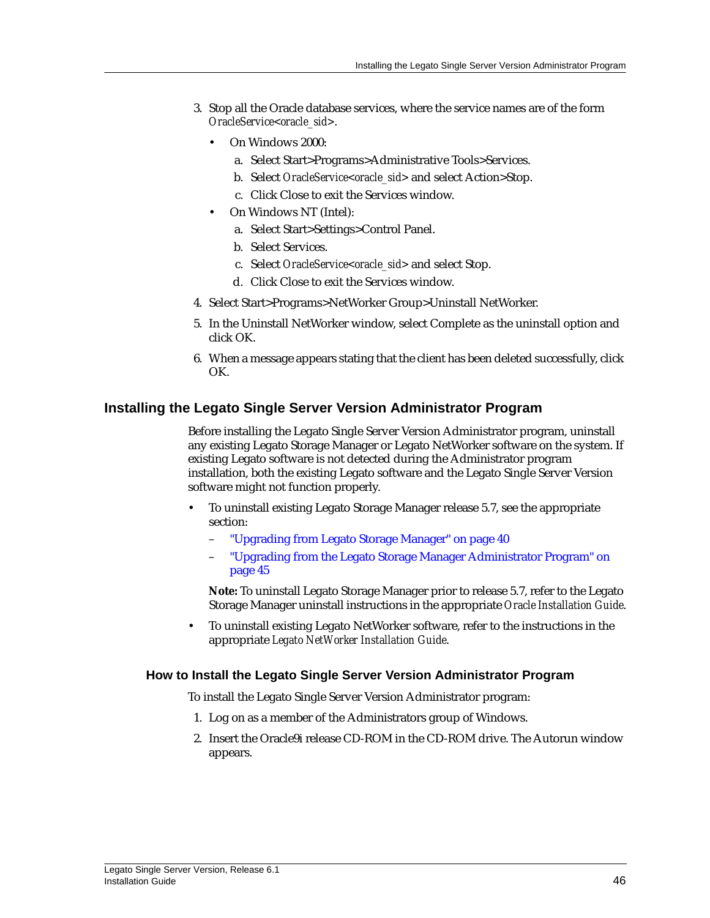3. Stop all the Oracle database services, where the service names are of the form *OracleService<oracle_sid>*.

   - On Windows 2000:

     a. Select Start>Programs>Administrative Tools>Services.

     b. Select *OracleService<oracle_sid>* and select Action>Stop.

     c. Click Close to exit the Services window.

   - On Windows NT (Intel):

     a. Select Start>Settings>Control Panel.

     b. Select Services.

     c. Select *OracleService<oracle_sid>* and select Stop.

     d. Click Close to exit the Services window.

4. Select Start>Programs>NetWorker Group>Uninstall NetWorker.

5. In the Uninstall NetWorker window, select Complete as the uninstall option and click OK.

6. When a message appears stating that the client has been deleted successfully, click OK.

## Installing the Legato Single Server Version Administrator Program

Before installing the Legato Single Server Version Administrator program, uninstall any existing Legato Storage Manager or Legato NetWorker software on the system. If existing Legato software is not detected during the Administrator program installation, both the existing Legato software and the Legato Single Server Version software might not function properly.

- To uninstall existing Legato Storage Manager release 5.7, see the appropriate section:

  – "Upgrading from Legato Storage Manager" on page 40

  – "Upgrading from the Legato Storage Manager Administrator Program" on page 45

  **Note:** To uninstall Legato Storage Manager prior to release 5.7, refer to the Legato Storage Manager uninstall instructions in the appropriate *Oracle Installation Guide*.

- To uninstall existing Legato NetWorker software, refer to the instructions in the appropriate *Legato NetWorker Installation Guide*.

### How to Install the Legato Single Server Version Administrator Program

To install the Legato Single Server Version Administrator program:

1. Log on as a member of the Administrators group of Windows.

2. Insert the Oracle9i release CD-ROM in the CD-ROM drive. The Autorun window appears.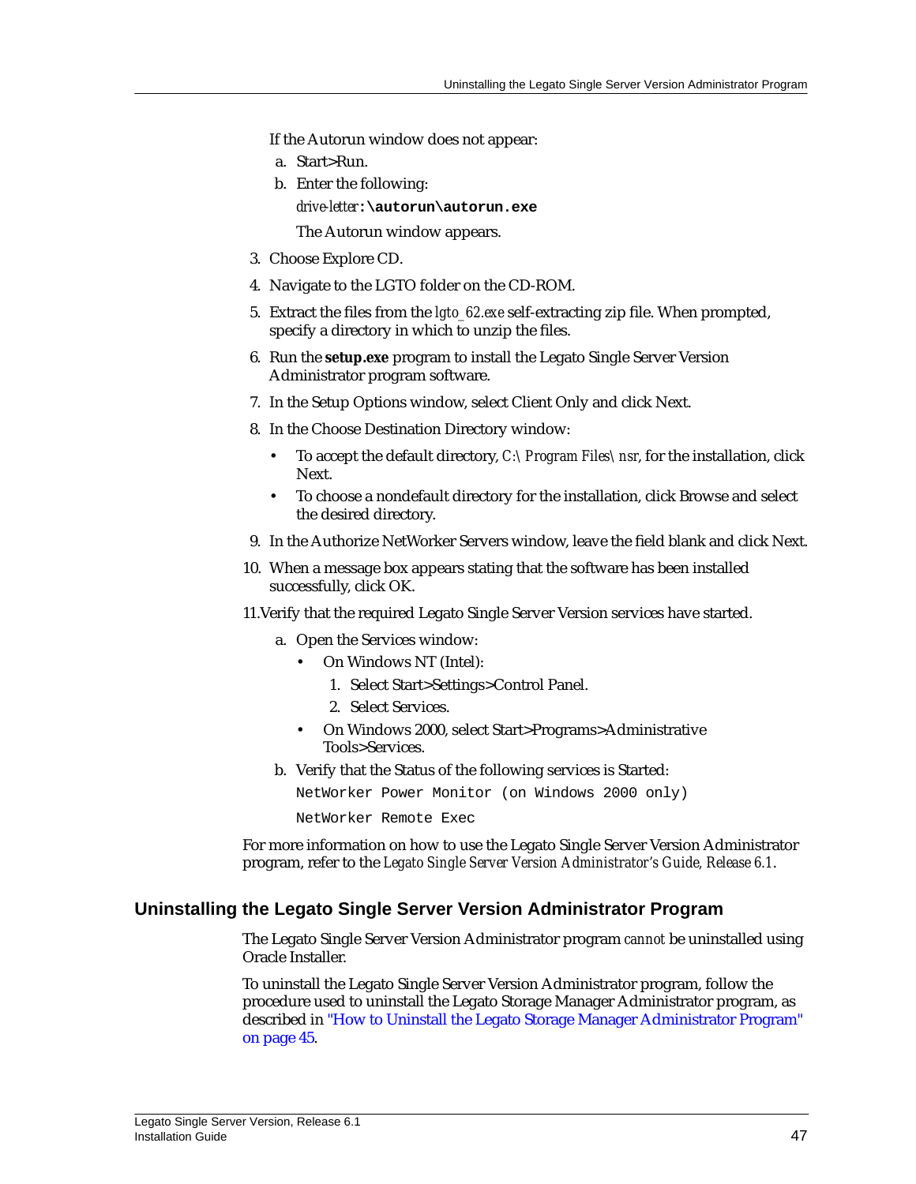If the Autorun window does not appear:

a. Start>Run.
b. Enter the following:

   *drive-letter*`:\autorun\autorun.exe`

   The Autorun window appears.

3. Choose Explore CD.
4. Navigate to the LGTO folder on the CD-ROM.
5. Extract the files from the *lgto_62.exe* self-extracting zip file. When prompted, specify a directory in which to unzip the files.
6. Run the **setup.exe** program to install the Legato Single Server Version Administrator program software.
7. In the Setup Options window, select Client Only and click Next.
8. In the Choose Destination Directory window:
   - To accept the default directory, *C:\Program Files\nsr*, for the installation, click Next.
   - To choose a nondefault directory for the installation, click Browse and select the desired directory.
9. In the Authorize NetWorker Servers window, leave the field blank and click Next.
10. When a message box appears stating that the software has been installed successfully, click OK.
11. Verify that the required Legato Single Server Version services have started.

    a. Open the Services window:
       - On Windows NT (Intel):
         1. Select Start>Settings>Control Panel.
         2. Select Services.
       - On Windows 2000, select Start>Programs>Administrative Tools>Services.

    b. Verify that the Status of the following services is Started:

       ```
       NetWorker Power Monitor (on Windows 2000 only)
       NetWorker Remote Exec
       ```

For more information on how to use the Legato Single Server Version Administrator program, refer to the *Legato Single Server Version Administrator's Guide, Release 6.1*.

## Uninstalling the Legato Single Server Version Administrator Program

The Legato Single Server Version Administrator program *cannot* be uninstalled using Oracle Installer.

To uninstall the Legato Single Server Version Administrator program, follow the procedure used to uninstall the Legato Storage Manager Administrator program, as described in "How to Uninstall the Legato Storage Manager Administrator Program" on page 45.